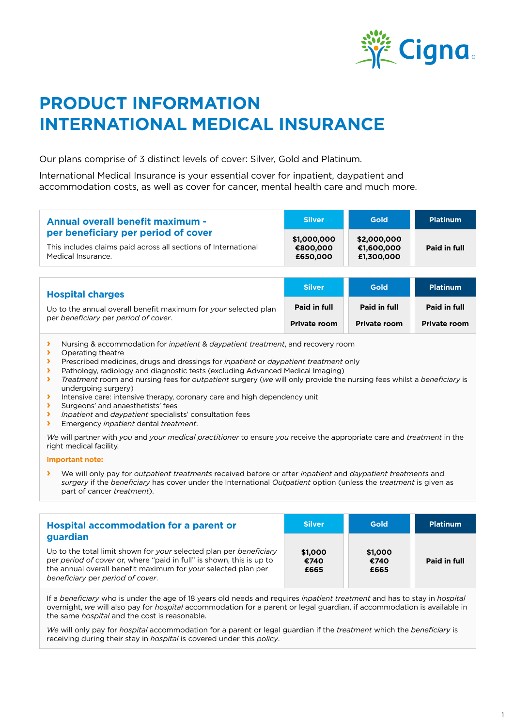# PRODUCT INFORMATION INTERNATIONAL MEDICAL INSURANCE

Our plans comprise of 3 distinct levels of cover: Silver, Gold and Platinum.

International Medical Insurance is your essential cover for inpatient, daypatient and accommodation costs, as well as cover for cancer, mental health care and much more.

| **Annual overall benefit maximum - per beneficiary per period of cover**<br>This includes claims paid across all sections of International Medical Insurance. | Silver | Gold | Platinum |
|---|---|---|---|
| | **$1,000,000**<br>**€800,000**<br>**£650,000** | **$2,000,000**<br>**€1,600,000**<br>**£1,300,000** | **Paid in full** |

| **Hospital charges**<br>Up to the annual overall benefit maximum for *your* selected plan per *beneficiary* per *period of cover*. | Silver | Gold | Platinum |
|---|---|---|---|
| | **Paid in full**<br>**Private room** | **Paid in full**<br>**Private room** | **Paid in full**<br>**Private room** |

- Nursing & accommodation for *inpatient* & *daypatient treatment*, and recovery room
- Operating theatre
- Prescribed medicines, drugs and dressings for *inpatient* or *daypatient treatment* only
- Pathology, radiology and diagnostic tests (excluding Advanced Medical Imaging)
- *Treatment* room and nursing fees for *outpatient* surgery (*we* will only provide the nursing fees whilst a *beneficiary* is undergoing surgery)
- Intensive care: intensive therapy, coronary care and high dependency unit
- Surgeons' and anaesthetists' fees
- *Inpatient* and *daypatient* specialists' consultation fees
- Emergency *inpatient* dental *treatment*.

*We* will partner with *you* and *your medical practitioner* to ensure *you* receive the appropriate care and *treatment* in the right medical facility.

**Important note:**

- We will only pay for *outpatient treatments* received before or after *inpatient* and *daypatient treatments* and *surgery* if the *beneficiary* has cover under the International *Outpatient* option (unless the *treatment* is given as part of cancer *treatment*).

| **Hospital accommodation for a parent or guardian**<br>Up to the total limit shown for *your* selected plan per *beneficiary* per *period of cover* or, where "paid in full" is shown, this is up to the annual overall benefit maximum for *your* selected plan per *beneficiary* per *period of cover*. | Silver | Gold | Platinum |
|---|---|---|---|
| | **$1,000**<br>**€740**<br>**£665** | **$1,000**<br>**€740**<br>**£665** | **Paid in full** |

If a *beneficiary* who is under the age of 18 years old needs and requires *inpatient treatment* and has to stay in *hospital* overnight, *we* will also pay for *hospital* accommodation for a parent or legal guardian, if accommodation is available in the same *hospital* and the cost is reasonable.

*We* will only pay for *hospital* accommodation for a parent or legal guardian if the *treatment* which the *beneficiary* is receiving during their stay in *hospital* is covered under this *policy*.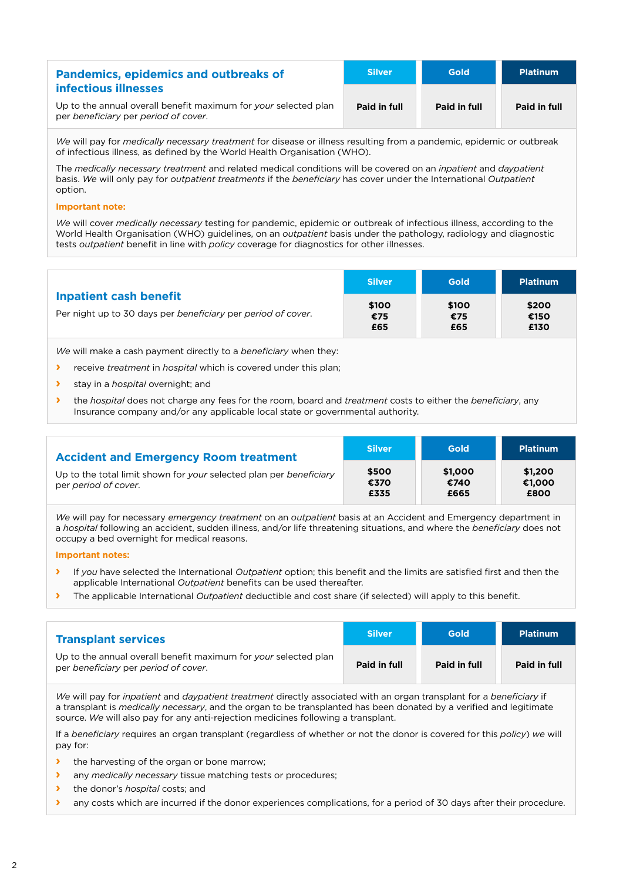## Pandemics, epidemics and outbreaks of infectious illnesses

| Up to the annual overall benefit maximum for *your* selected plan per *beneficiary* per *period of cover*. | Silver | Gold | Platinum |
|---|---|---|---|
| | Paid in full | Paid in full | Paid in full |

*We* will pay for *medically necessary treatment* for disease or illness resulting from a pandemic, epidemic or outbreak of infectious illness, as defined by the World Health Organisation (WHO).

The *medically necessary treatment* and related medical conditions will be covered on an *inpatient* and *daypatient* basis. *We* will only pay for *outpatient treatments* if the *beneficiary* has cover under the International *Outpatient* option.

**Important note:**

*We* will cover *medically necessary* testing for pandemic, epidemic or outbreak of infectious illness, according to the World Health Organisation (WHO) guidelines, on an *outpatient* basis under the pathology, radiology and diagnostic tests *outpatient* benefit in line with *policy* coverage for diagnostics for other illnesses.

## Inpatient cash benefit

| Per night up to 30 days per *beneficiary* per *period of cover*. | Silver | Gold | Platinum |
|---|---|---|---|
| | \$100<br>€75<br>£65 | \$100<br>€75<br>£65 | \$200<br>€150<br>£130 |

*We* will make a cash payment directly to a *beneficiary* when they:

- receive *treatment* in *hospital* which is covered under this plan;
- stay in a *hospital* overnight; and
- the *hospital* does not charge any fees for the room, board and *treatment* costs to either the *beneficiary*, any Insurance company and/or any applicable local state or governmental authority.

## Accident and Emergency Room treatment

| Up to the total limit shown for *your* selected plan per *beneficiary* per *period of cover*. | Silver | Gold | Platinum |
|---|---|---|---|
| | \$500<br>€370<br>£335 | \$1,000<br>€740<br>£665 | \$1,200<br>€1,000<br>£800 |

*We* will pay for necessary *emergency treatment* on an *outpatient* basis at an Accident and Emergency department in a *hospital* following an accident, sudden illness, and/or life threatening situations, and where the *beneficiary* does not occupy a bed overnight for medical reasons.

**Important notes:**

- If *you* have selected the International *Outpatient* option; this benefit and the limits are satisfied first and then the applicable International *Outpatient* benefits can be used thereafter.
- The applicable International *Outpatient* deductible and cost share (if selected) will apply to this benefit.

## Transplant services

| Up to the annual overall benefit maximum for *your* selected plan per *beneficiary* per *period of cover*. | Silver | Gold | Platinum |
|---|---|---|---|
| | Paid in full | Paid in full | Paid in full |

*We* will pay for *inpatient* and *daypatient treatment* directly associated with an organ transplant for a *beneficiary* if a transplant is *medically necessary*, and the organ to be transplanted has been donated by a verified and legitimate source. *We* will also pay for any anti-rejection medicines following a transplant.

If a *beneficiary* requires an organ transplant (regardless of whether or not the donor is covered for this *policy*) *we* will pay for:

- the harvesting of the organ or bone marrow;
- any *medically necessary* tissue matching tests or procedures;
- the donor's *hospital* costs; and
- any costs which are incurred if the donor experiences complications, for a period of 30 days after their procedure.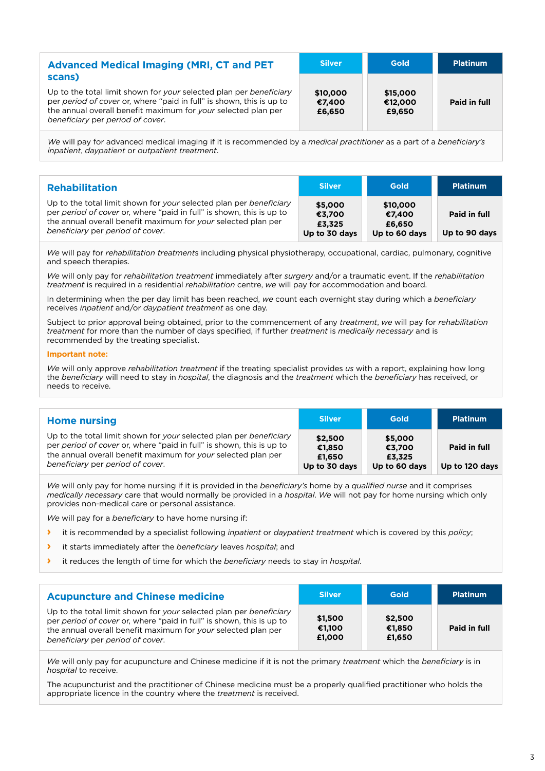| Advanced Medical Imaging (MRI, CT and PET scans) | Silver | Gold | Platinum |
| --- | --- | --- | --- |
| Up to the total limit shown for *your* selected plan per *beneficiary* per *period of cover* or, where "paid in full" is shown, this is up to the annual overall benefit maximum for *your* selected plan per *beneficiary* per *period of cover*. | **$10,000 €7,400 £6,650** | **$15,000 €12,000 £9,650** | **Paid in full** |

*We* will pay for advanced medical imaging if it is recommended by a *medical practitioner* as a part of a *beneficiary's inpatient*, *daypatient* or *outpatient treatment*.

| Rehabilitation | Silver | Gold | Platinum |
| --- | --- | --- | --- |
| Up to the total limit shown for *your* selected plan per *beneficiary* per *period of cover* or, where "paid in full" is shown, this is up to the annual overall benefit maximum for *your* selected plan per *beneficiary* per *period of cover*. | **$5,000 €3,700 £3,325 Up to 30 days** | **$10,000 €7,400 £6,650 Up to 60 days** | **Paid in full Up to 90 days** |

*We* will pay for *rehabilitation treatments* including physical physiotherapy, occupational, cardiac, pulmonary, cognitive and speech therapies.

*We* will only pay for *rehabilitation treatment* immediately after *surgery* and/or a traumatic event. If the *rehabilitation treatment* is required in a residential *rehabilitation* centre, *we* will pay for accommodation and board.

In determining when the per day limit has been reached, *we* count each overnight stay during which a *beneficiary* receives *inpatient* and/or *daypatient treatment* as one day.

Subject to prior approval being obtained, prior to the commencement of any *treatment*, *we* will pay for *rehabilitation treatment* for more than the number of days specified, if further *treatment* is *medically necessary* and is recommended by the treating specialist.

**Important note:**

*We* will only approve *rehabilitation treatment* if the treating specialist provides *us* with a report, explaining how long the *beneficiary* will need to stay in *hospital*, the diagnosis and the *treatment* which the *beneficiary* has received, or needs to receive.

| Home nursing | Silver | Gold | Platinum |
| --- | --- | --- | --- |
| Up to the total limit shown for *your* selected plan per *beneficiary* per *period of cover* or, where "paid in full" is shown, this is up to the annual overall benefit maximum for *your* selected plan per *beneficiary* per *period of cover*. | **$2,500 €1,850 £1,650 Up to 30 days** | **$5,000 €3,700 £3,325 Up to 60 days** | **Paid in full Up to 120 days** |

*We* will only pay for home nursing if it is provided in the *beneficiary's* home by a *qualified nurse* and it comprises *medically necessary* care that would normally be provided in a *hospital*. *We* will not pay for home nursing which only provides non-medical care or personal assistance.

*We* will pay for a *beneficiary* to have home nursing if:

- it is recommended by a specialist following *inpatient* or *daypatient treatment* which is covered by this *policy*;
- it starts immediately after the *beneficiary* leaves *hospital*; and
- it reduces the length of time for which the *beneficiary* needs to stay in *hospital*.

| Acupuncture and Chinese medicine | Silver | Gold | Platinum |
| --- | --- | --- | --- |
| Up to the total limit shown for *your* selected plan per *beneficiary* per *period of cover* or, where "paid in full" is shown, this is up to the annual overall benefit maximum for *your* selected plan per *beneficiary* per *period of cover*. | **$1,500 €1,100 £1,000** | **$2,500 €1,850 £1,650** | **Paid in full** |

*We* will only pay for acupuncture and Chinese medicine if it is not the primary *treatment* which the *beneficiary* is in *hospital* to receive.

The acupuncturist and the practitioner of Chinese medicine must be a properly qualified practitioner who holds the appropriate licence in the country where the *treatment* is received.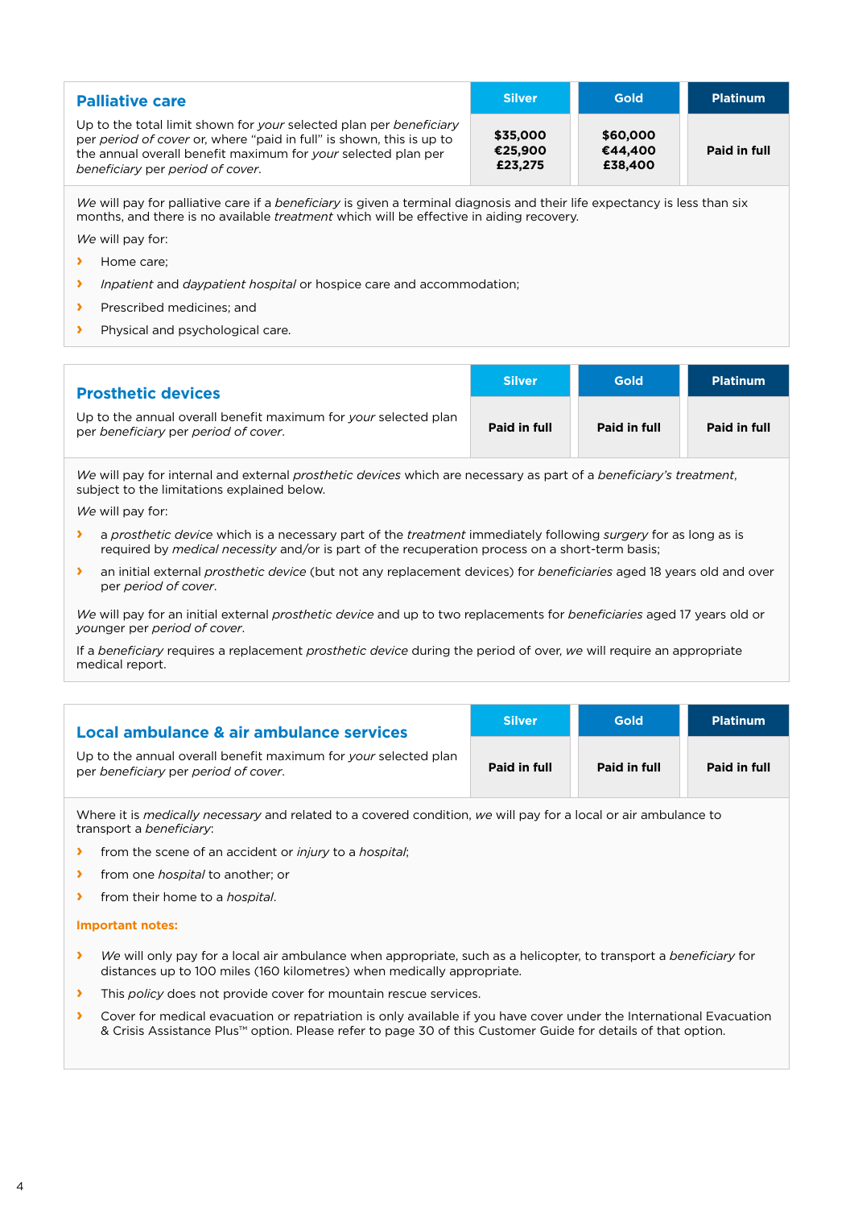## Palliative care

| Palliative care | Silver | Gold | Platinum |
|---|---|---|---|
| Up to the total limit shown for *your* selected plan per *beneficiary* per *period of cover* or, where "paid in full" is shown, this is up to the annual overall benefit maximum for *your* selected plan per *beneficiary* per *period of cover*. | **$35,000**<br>**€25,900**<br>**£23,275** | **$60,000**<br>**€44,400**<br>**£38,400** | **Paid in full** |

*We* will pay for palliative care if a *beneficiary* is given a terminal diagnosis and their life expectancy is less than six months, and there is no available *treatment* which will be effective in aiding recovery.

*We* will pay for:

- Home care;
- *Inpatient* and *daypatient hospital* or hospice care and accommodation;
- Prescribed medicines; and
- Physical and psychological care.

## Prosthetic devices

| Prosthetic devices | Silver | Gold | Platinum |
|---|---|---|---|
| Up to the annual overall benefit maximum for *your* selected plan per *beneficiary* per *period of cover*. | **Paid in full** | **Paid in full** | **Paid in full** |

*We* will pay for internal and external *prosthetic devices* which are necessary as part of a *beneficiary's treatment*, subject to the limitations explained below.

*We* will pay for:

- a *prosthetic device* which is a necessary part of the *treatment* immediately following *surgery* for as long as is required by *medical necessity* and/or is part of the recuperation process on a short-term basis;
- an initial external *prosthetic device* (but not any replacement devices) for *beneficiaries* aged 18 years old and over per *period of cover*.

*We* will pay for an initial external *prosthetic device* and up to two replacements for *beneficiaries* aged 17 years old or younger per *period of cover*.

If a *beneficiary* requires a replacement *prosthetic device* during the period of over, *we* will require an appropriate medical report.

## Local ambulance & air ambulance services

| Local ambulance & air ambulance services | Silver | Gold | Platinum |
|---|---|---|---|
| Up to the annual overall benefit maximum for *your* selected plan per *beneficiary* per *period of cover*. | **Paid in full** | **Paid in full** | **Paid in full** |

Where it is *medically necessary* and related to a covered condition, *we* will pay for a local or air ambulance to transport a *beneficiary*:

- from the scene of an accident or *injury* to a *hospital*;
- from one *hospital* to another; or
- from their home to a *hospital*.

**Important notes:**

- *We* will only pay for a local air ambulance when appropriate, such as a helicopter, to transport a *beneficiary* for distances up to 100 miles (160 kilometres) when medically appropriate.
- This *policy* does not provide cover for mountain rescue services.
- Cover for medical evacuation or repatriation is only available if you have cover under the International Evacuation & Crisis Assistance Plus™ option. Please refer to page 30 of this Customer Guide for details of that option.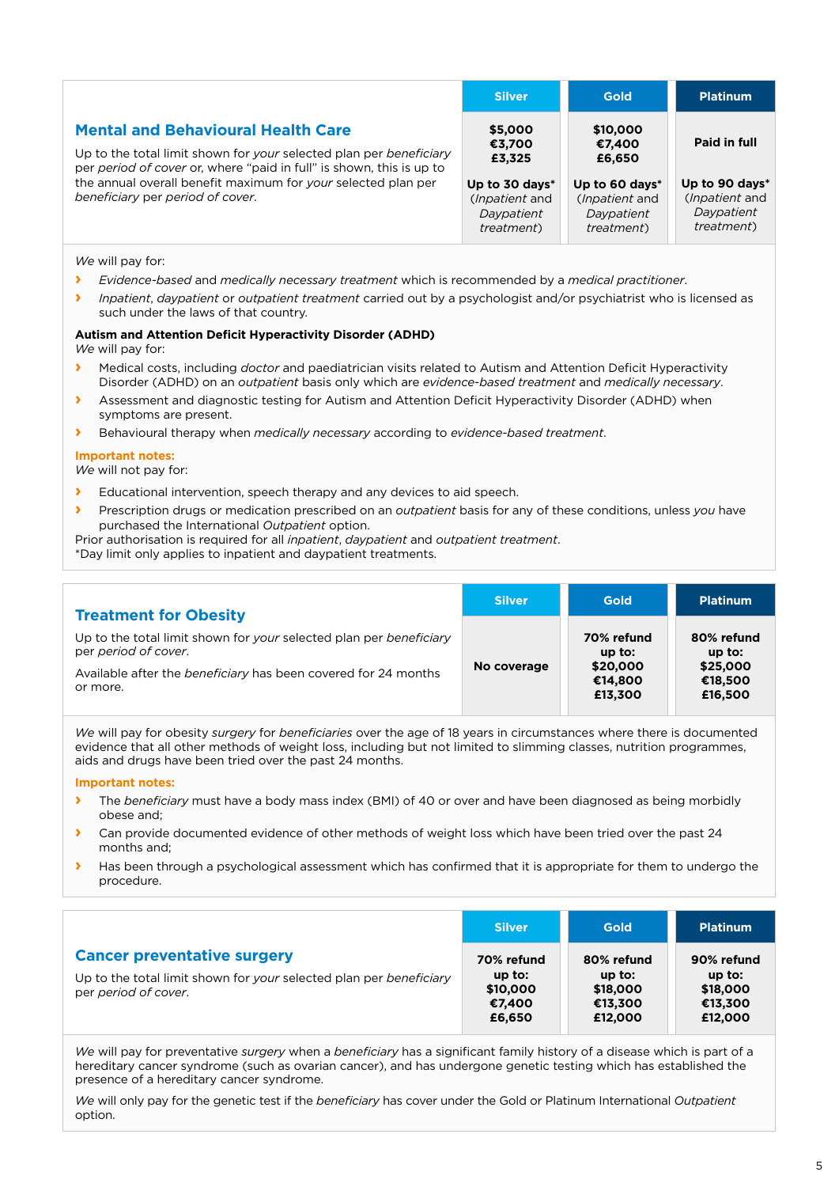| Mental and Behavioural Health Care | Silver | Gold | Platinum |
|---|---|---|---|
| Up to the total limit shown for *your* selected plan per *beneficiary* per *period of cover* or, where "paid in full" is shown, this is up to the annual overall benefit maximum for *your* selected plan per *beneficiary* per *period of cover*. | **$5,000 €3,700 £3,325**<br>**Up to 30 days*** (*Inpatient* and *Daypatient treatment*) | **$10,000 €7,400 £6,650**<br>**Up to 60 days*** (*Inpatient* and *Daypatient treatment*) | **Paid in full**<br>**Up to 90 days*** (*Inpatient* and *Daypatient treatment*) |

*We* will pay for:

- *Evidence-based* and *medically necessary treatment* which is recommended by a *medical practitioner*.
- *Inpatient*, *daypatient* or *outpatient treatment* carried out by a psychologist and/or psychiatrist who is licensed as such under the laws of that country.

**Autism and Attention Deficit Hyperactivity Disorder (ADHD)**

*We* will pay for:

- Medical costs, including *doctor* and paediatrician visits related to Autism and Attention Deficit Hyperactivity Disorder (ADHD) on an *outpatient* basis only which are *evidence-based treatment* and *medically necessary*.
- Assessment and diagnostic testing for Autism and Attention Deficit Hyperactivity Disorder (ADHD) when symptoms are present.
- Behavioural therapy when *medically necessary* according to *evidence-based treatment*.

**Important notes:**

*We* will not pay for:

- Educational intervention, speech therapy and any devices to aid speech.
- Prescription drugs or medication prescribed on an *outpatient* basis for any of these conditions, unless *you* have purchased the International *Outpatient* option.

Prior authorisation is required for all *inpatient*, *daypatient* and *outpatient treatment*.

*Day limit only applies to inpatient and daypatient treatments.

| Treatment for Obesity | Silver | Gold | Platinum |
|---|---|---|---|
| Up to the total limit shown for *your* selected plan per *beneficiary* per *period of cover*.<br>Available after the *beneficiary* has been covered for 24 months or more. | **No coverage** | **70% refund up to: $20,000 €14,800 £13,300** | **80% refund up to: $25,000 €18,500 £16,500** |

*We* will pay for obesity *surgery* for *beneficiaries* over the age of 18 years in circumstances where there is documented evidence that all other methods of weight loss, including but not limited to slimming classes, nutrition programmes, aids and drugs have been tried over the past 24 months.

**Important notes:**

- The *beneficiary* must have a body mass index (BMI) of 40 or over and have been diagnosed as being morbidly obese and;
- Can provide documented evidence of other methods of weight loss which have been tried over the past 24 months and;
- Has been through a psychological assessment which has confirmed that it is appropriate for them to undergo the procedure.

| Cancer preventative surgery | Silver | Gold | Platinum |
|---|---|---|---|
| Up to the total limit shown for *your* selected plan per *beneficiary* per *period of cover*. | **70% refund up to: $10,000 €7,400 £6,650** | **80% refund up to: $18,000 €13,300 £12,000** | **90% refund up to: $18,000 €13,300 £12,000** |

*We* will pay for preventative *surgery* when a *beneficiary* has a significant family history of a disease which is part of a hereditary cancer syndrome (such as ovarian cancer), and has undergone genetic testing which has established the presence of a hereditary cancer syndrome.

*We* will only pay for the genetic test if the *beneficiary* has cover under the Gold or Platinum International *Outpatient* option.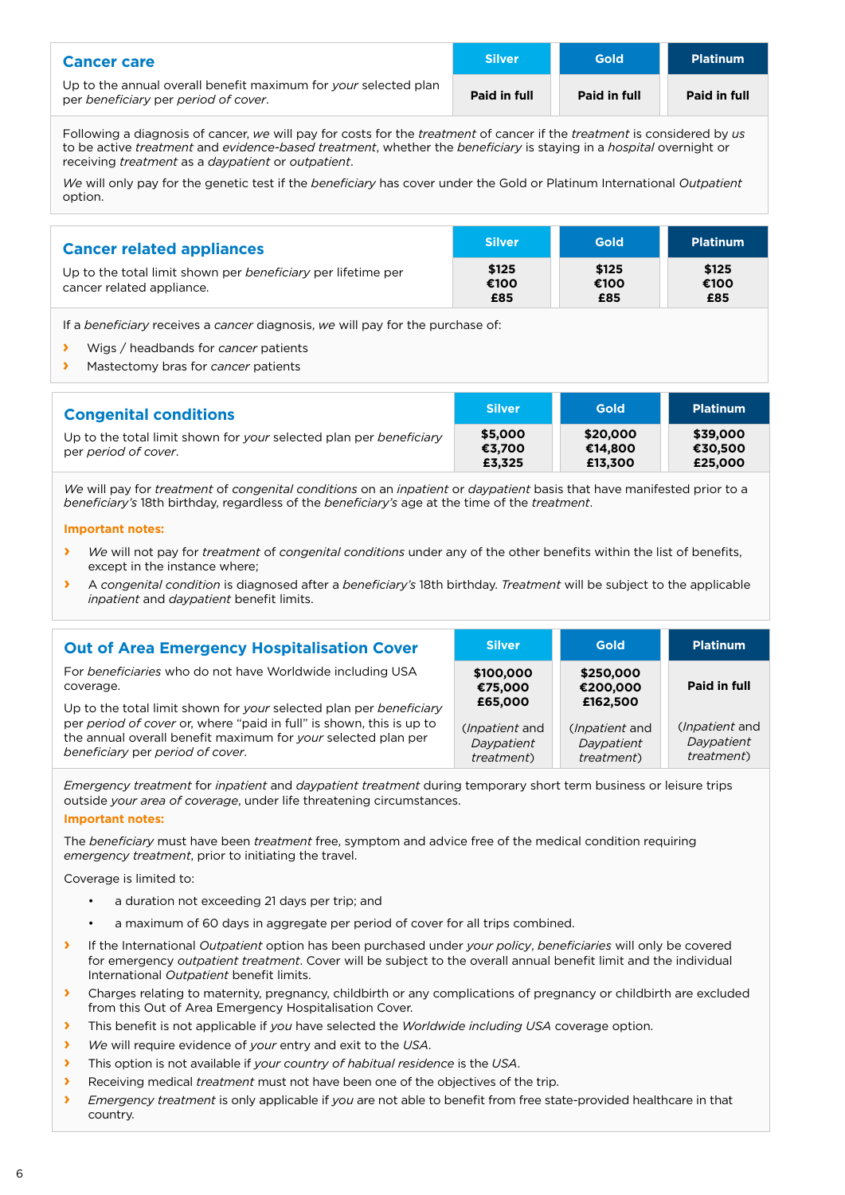| **Cancer care** | Silver | Gold | Platinum |
|---|---|---|---|
| Up to the annual overall benefit maximum for *your* selected plan per *beneficiary* per *period of cover*. | **Paid in full** | **Paid in full** | **Paid in full** |

Following a diagnosis of cancer, *we* will pay for costs for the *treatment* of cancer if the *treatment* is considered by *us* to be active *treatment* and *evidence-based treatment*, whether the *beneficiary* is staying in a *hospital* overnight or receiving *treatment* as a *daypatient* or *outpatient*.

*We* will only pay for the genetic test if the *beneficiary* has cover under the Gold or Platinum International *Outpatient* option.

| **Cancer related appliances** | Silver | Gold | Platinum |
|---|---|---|---|
| Up to the total limit shown per *beneficiary* per lifetime per cancer related appliance. | **$125** **€100** **£85** | **$125** **€100** **£85** | **$125** **€100** **£85** |

If a *beneficiary* receives a *cancer* diagnosis, *we* will pay for the purchase of:

- Wigs / headbands for *cancer* patients
- Mastectomy bras for *cancer* patients

| **Congenital conditions** | Silver | Gold | Platinum |
|---|---|---|---|
| Up to the total limit shown for *your* selected plan per *beneficiary* per *period of cover*. | **$5,000** **€3,700** **£3,325** | **$20,000** **€14,800** **£13,300** | **$39,000** **€30,500** **£25,000** |

*We* will pay for *treatment* of *congenital conditions* on an *inpatient* or *daypatient* basis that have manifested prior to a *beneficiary's* 18th birthday, regardless of the *beneficiary's* age at the time of the *treatment*.

**Important notes:**

- *We* will not pay for *treatment* of *congenital conditions* under any of the other benefits within the list of benefits, except in the instance where;
- A *congenital condition* is diagnosed after a *beneficiary's* 18th birthday. *Treatment* will be subject to the applicable *inpatient* and *daypatient* benefit limits.

| **Out of Area Emergency Hospitalisation Cover** | Silver | Gold | Platinum |
|---|---|---|---|
| For *beneficiaries* who do not have Worldwide including USA coverage. Up to the total limit shown for *your* selected plan per *beneficiary* per *period of cover* or, where "paid in full" is shown, this is up to the annual overall benefit maximum for *your* selected plan per *beneficiary* per *period of cover*. | **$100,000** **€75,000** **£65,000** (*Inpatient* and *Daypatient treatment*) | **$250,000** **€200,000** **£162,500** (*Inpatient* and *Daypatient treatment*) | **Paid in full** (*Inpatient* and *Daypatient treatment*) |

*Emergency treatment* for *inpatient* and *daypatient treatment* during temporary short term business or leisure trips outside *your area of coverage*, under life threatening circumstances.

**Important notes:**

The *beneficiary* must have been *treatment* free, symptom and advice free of the medical condition requiring *emergency treatment*, prior to initiating the travel.

Coverage is limited to:

- a duration not exceeding 21 days per trip; and
- a maximum of 60 days in aggregate per period of cover for all trips combined.

- If the International *Outpatient* option has been purchased under *your policy*, *beneficiaries* will only be covered for emergency *outpatient treatment*. Cover will be subject to the overall annual benefit limit and the individual International *Outpatient* benefit limits.
- Charges relating to maternity, pregnancy, childbirth or any complications of pregnancy or childbirth are excluded from this Out of Area Emergency Hospitalisation Cover.
- This benefit is not applicable if *you* have selected the *Worldwide including USA* coverage option.
- *We* will require evidence of *your* entry and exit to the *USA*.
- This option is not available if *your country of habitual residence* is the *USA*.
- Receiving medical *treatment* must not have been one of the objectives of the trip.
- *Emergency treatment* is only applicable if *you* are not able to benefit from free state-provided healthcare in that country.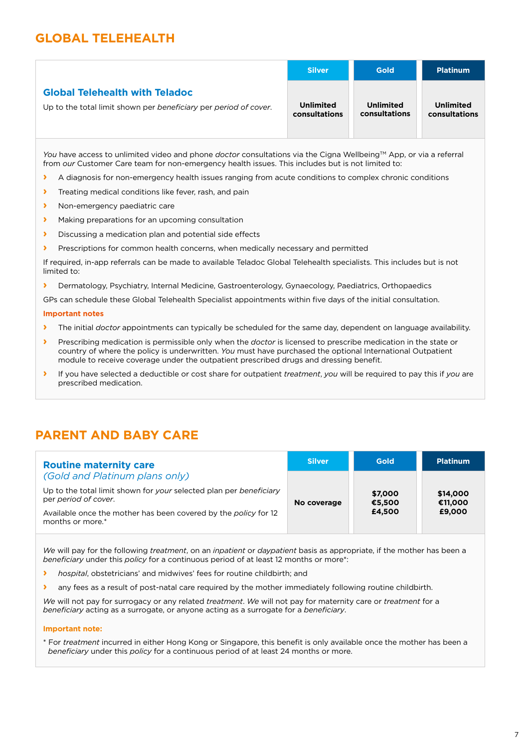## GLOBAL TELEHEALTH

| | Silver | Gold | Platinum |
|---|---|---|---|
| **Global Telehealth with Teladoc**<br>Up to the total limit shown per *beneficiary* per *period of cover*. | **Unlimited consultations** | **Unlimited consultations** | **Unlimited consultations** |

*You* have access to unlimited video and phone *doctor* consultations via the Cigna Wellbeing™ App, or via a referral from *our* Customer Care team for non-emergency health issues. This includes but is not limited to:

- A diagnosis for non-emergency health issues ranging from acute conditions to complex chronic conditions
- Treating medical conditions like fever, rash, and pain
- Non-emergency paediatric care
- Making preparations for an upcoming consultation
- Discussing a medication plan and potential side effects
- Prescriptions for common health concerns, when medically necessary and permitted

If required, in-app referrals can be made to available Teladoc Global Telehealth specialists. This includes but is not limited to:

- Dermatology, Psychiatry, Internal Medicine, Gastroenterology, Gynaecology, Paediatrics, Orthopaedics

GPs can schedule these Global Telehealth Specialist appointments within five days of the initial consultation.

**Important notes**

- The initial *doctor* appointments can typically be scheduled for the same day, dependent on language availability.
- Prescribing medication is permissible only when the *doctor* is licensed to prescribe medication in the state or country of where the policy is underwritten. *You* must have purchased the optional International Outpatient module to receive coverage under the outpatient prescribed drugs and dressing benefit.
- If you have selected a deductible or cost share for outpatient *treatment*, *you* will be required to pay this if *you* are prescribed medication.

## PARENT AND BABY CARE

| | Silver | Gold | Platinum |
|---|---|---|---|
| **Routine maternity care**<br>*(Gold and Platinum plans only)*<br>Up to the total limit shown for *your* selected plan per *beneficiary* per *period of cover*.<br>Available once the mother has been covered by the *policy* for 12 months or more.* | **No coverage** | **\$7,000<br>€5,500<br>£4,500** | **\$14,000<br>€11,000<br>£9,000** |

*We* will pay for the following *treatment*, on an *inpatient* or *daypatient* basis as appropriate, if the mother has been a *beneficiary* under this *policy* for a continuous period of at least 12 months or more*:

- *hospital*, obstetricians' and midwives' fees for routine childbirth; and
- any fees as a result of post-natal care required by the mother immediately following routine childbirth.

*We* will not pay for surrogacy or any related *treatment*. *We* will not pay for maternity care or *treatment* for a *beneficiary* acting as a surrogate, or anyone acting as a surrogate for a *beneficiary*.

**Important note:**

* For *treatment* incurred in either Hong Kong or Singapore, this benefit is only available once the mother has been a *beneficiary* under this *policy* for a continuous period of at least 24 months or more.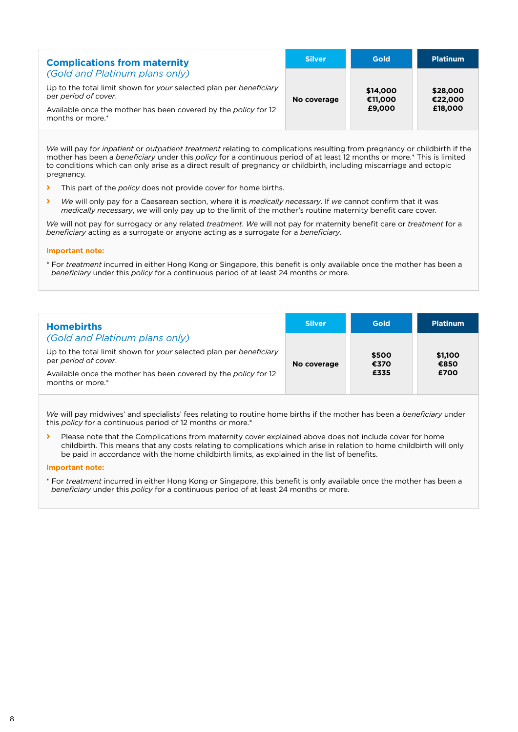| **Complications from maternity** *(Gold and Platinum plans only)* | Silver | Gold | Platinum |
|---|---|---|---|
| Up to the total limit shown for *your* selected plan per *beneficiary* per *period of cover*. Available once the mother has been covered by the *policy* for 12 months or more.* | **No coverage** | **$14,000 €11,000 £9,000** | **$28,000 €22,000 £18,000** |

*We* will pay for *inpatient* or *outpatient treatment* relating to complications resulting from pregnancy or childbirth if the mother has been a *beneficiary* under this *policy* for a continuous period of at least 12 months or more.* This is limited to conditions which can only arise as a direct result of pregnancy or childbirth, including miscarriage and ectopic pregnancy.

- This part of the *policy* does not provide cover for home births.
- *We* will only pay for a Caesarean section, where it is *medically necessary*. If *we* cannot confirm that it was *medically necessary*, *we* will only pay up to the limit of the mother's routine maternity benefit care cover.

*We* will not pay for surrogacy or any related *treatment*. *We* will not pay for maternity benefit care or *treatment* for a *beneficiary* acting as a surrogate or anyone acting as a surrogate for a *beneficiary*.

**Important note:**

* For *treatment* incurred in either Hong Kong or Singapore, this benefit is only available once the mother has been a *beneficiary* under this *policy* for a continuous period of at least 24 months or more.

| **Homebirths** *(Gold and Platinum plans only)* | Silver | Gold | Platinum |
|---|---|---|---|
| Up to the total limit shown for *your* selected plan per *beneficiary* per *period of cover*. Available once the mother has been covered by the *policy* for 12 months or more.* | **No coverage** | **$500 €370 £335** | **$1,100 €850 £700** |

*We* will pay midwives' and specialists' fees relating to routine home births if the mother has been a *beneficiary* under this *policy* for a continuous period of 12 months or more.*

- Please note that the Complications from maternity cover explained above does not include cover for home childbirth. This means that any costs relating to complications which arise in relation to home childbirth will only be paid in accordance with the home childbirth limits, as explained in the list of benefits.

**Important note:**

* For *treatment* incurred in either Hong Kong or Singapore, this benefit is only available once the mother has been a *beneficiary* under this *policy* for a continuous period of at least 24 months or more.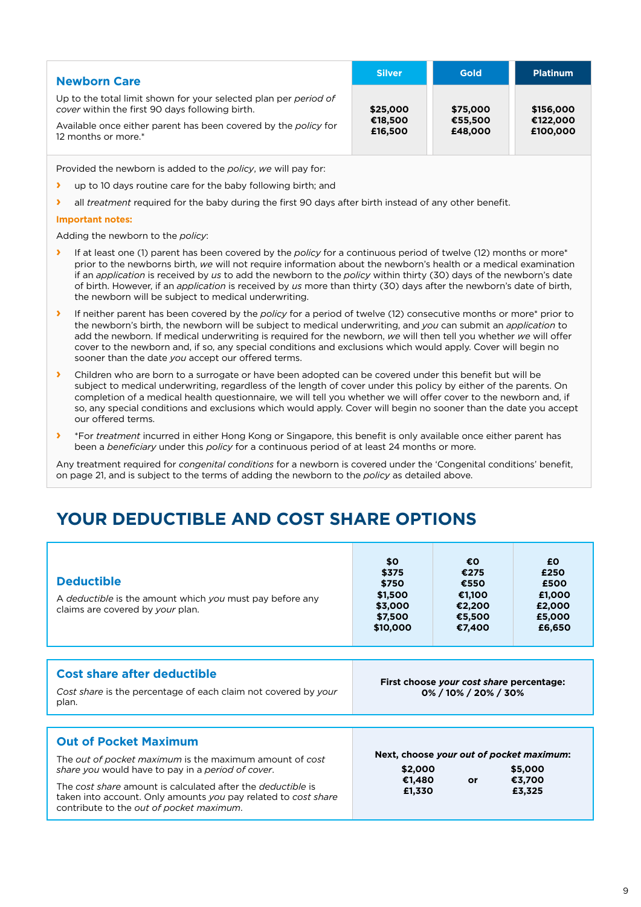| **Newborn Care** | Silver | Gold | Platinum |
|---|---|---|---|
| Up to the total limit shown for your selected plan per *period of cover* within the first 90 days following birth.<br><br>Available once either parent has been covered by the *policy* for 12 months or more.* | **$25,000**<br>**€18,500**<br>**£16,500** | **$75,000**<br>**€55,500**<br>**£48,000** | **$156,000**<br>**€122,000**<br>**£100,000** |

Provided the newborn is added to the *policy*, *we* will pay for:

- up to 10 days routine care for the baby following birth; and
- all *treatment* required for the baby during the first 90 days after birth instead of any other benefit.

**Important notes:**

Adding the newborn to the *policy*:

- If at least one (1) parent has been covered by the *policy* for a continuous period of twelve (12) months or more* prior to the newborns birth, *we* will not require information about the newborn's health or a medical examination if an *application* is received by *us* to add the newborn to the *policy* within thirty (30) days of the newborn's date of birth. However, if an *application* is received by *us* more than thirty (30) days after the newborn's date of birth, the newborn will be subject to medical underwriting.
- If neither parent has been covered by the *policy* for a period of twelve (12) consecutive months or more* prior to the newborn's birth, the newborn will be subject to medical underwriting, and *you* can submit an *application* to add the newborn. If medical underwriting is required for the newborn, *we* will then tell you whether *we* will offer cover to the newborn and, if so, any special conditions and exclusions which would apply. Cover will begin no sooner than the date *you* accept our offered terms.
- Children who are born to a surrogate or have been adopted can be covered under this benefit but will be subject to medical underwriting, regardless of the length of cover under this policy by either of the parents. On completion of a medical health questionnaire, we will tell you whether we will offer cover to the newborn and, if so, any special conditions and exclusions which would apply. Cover will begin no sooner than the date you accept our offered terms.
- *For *treatment* incurred in either Hong Kong or Singapore, this benefit is only available once either parent has been a *beneficiary* under this *policy* for a continuous period of at least 24 months or more.

Any treatment required for *congenital conditions* for a newborn is covered under the 'Congenital conditions' benefit, on page 21, and is subject to the terms of adding the newborn to the *policy* as detailed above.

# YOUR DEDUCTIBLE AND COST SHARE OPTIONS

| **Deductible** | | | |
|---|---|---|---|
| A *deductible* is the amount which *you* must pay before any claims are covered by *your* plan. | **$0**<br>**$375**<br>**$750**<br>**$1,500**<br>**$3,000**<br>**$7,500**<br>**$10,000** | **€0**<br>**€275**<br>**€550**<br>**€1,100**<br>**€2,200**<br>**€5,500**<br>**€7,400** | **£0**<br>**£250**<br>**£500**<br>**£1,000**<br>**£2,000**<br>**£5,000**<br>**£6,650** |

| **Cost share after deductible** | |
|---|---|
| *Cost share* is the percentage of each claim not covered by *your* plan. | **First choose *your cost share* percentage:**<br>**0% / 10% / 20% / 30%** |

| **Out of Pocket Maximum** | |
|---|---|
| The *out of pocket maximum* is the maximum amount of *cost share you* would have to pay in a *period of cover*.<br><br>The *cost share* amount is calculated after the *deductible* is taken into account. Only amounts *you* pay related to *cost share* contribute to the *out of pocket maximum*. | **Next, choose *your out of pocket maximum*:**<br>**$2,000 / €1,480 / £1,330** or **$5,000 / €3,700 / £3,325** |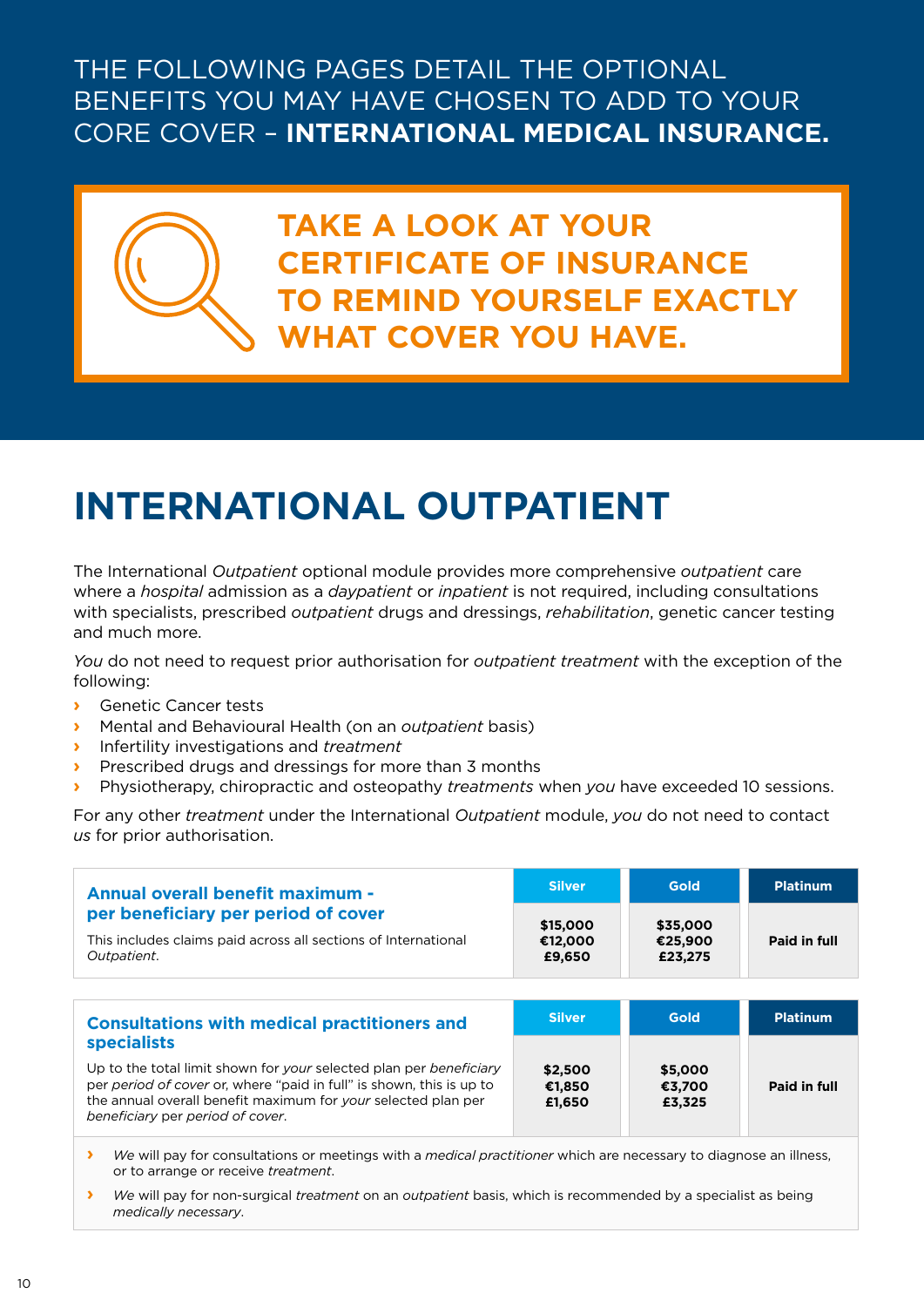THE FOLLOWING PAGES DETAIL THE OPTIONAL BENEFITS YOU MAY HAVE CHOSEN TO ADD TO YOUR CORE COVER – **INTERNATIONAL MEDICAL INSURANCE.**

**TAKE A LOOK AT YOUR CERTIFICATE OF INSURANCE TO REMIND YOURSELF EXACTLY WHAT COVER YOU HAVE.**

# INTERNATIONAL OUTPATIENT

The International *Outpatient* optional module provides more comprehensive *outpatient* care where a *hospital* admission as a *daypatient* or *inpatient* is not required, including consultations with specialists, prescribed *outpatient* drugs and dressings, *rehabilitation*, genetic cancer testing and much more.

*You* do not need to request prior authorisation for *outpatient treatment* with the exception of the following:

- Genetic Cancer tests
- Mental and Behavioural Health (on an *outpatient* basis)
- Infertility investigations and *treatment*
- Prescribed drugs and dressings for more than 3 months
- Physiotherapy, chiropractic and osteopathy *treatments* when *you* have exceeded 10 sessions.

For any other *treatment* under the International *Outpatient* module, *you* do not need to contact *us* for prior authorisation.

| **Annual overall benefit maximum - per beneficiary per period of cover** | Silver | Gold | Platinum |
|---|---|---|---|
| This includes claims paid across all sections of International *Outpatient*. | $15,000<br>€12,000<br>£9,650 | $35,000<br>€25,900<br>£23,275 | Paid in full |

| **Consultations with medical practitioners and specialists** | Silver | Gold | Platinum |
|---|---|---|---|
| Up to the total limit shown for *your* selected plan per *beneficiary* per *period of cover* or, where "paid in full" is shown, this is up to the annual overall benefit maximum for *your* selected plan per *beneficiary* per *period of cover*. | $2,500<br>€1,850<br>£1,650 | $5,000<br>€3,700<br>£3,325 | Paid in full |

- *We* will pay for consultations or meetings with a *medical practitioner* which are necessary to diagnose an illness, or to arrange or receive *treatment*.
- *We* will pay for non-surgical *treatment* on an *outpatient* basis, which is recommended by a specialist as being *medically necessary*.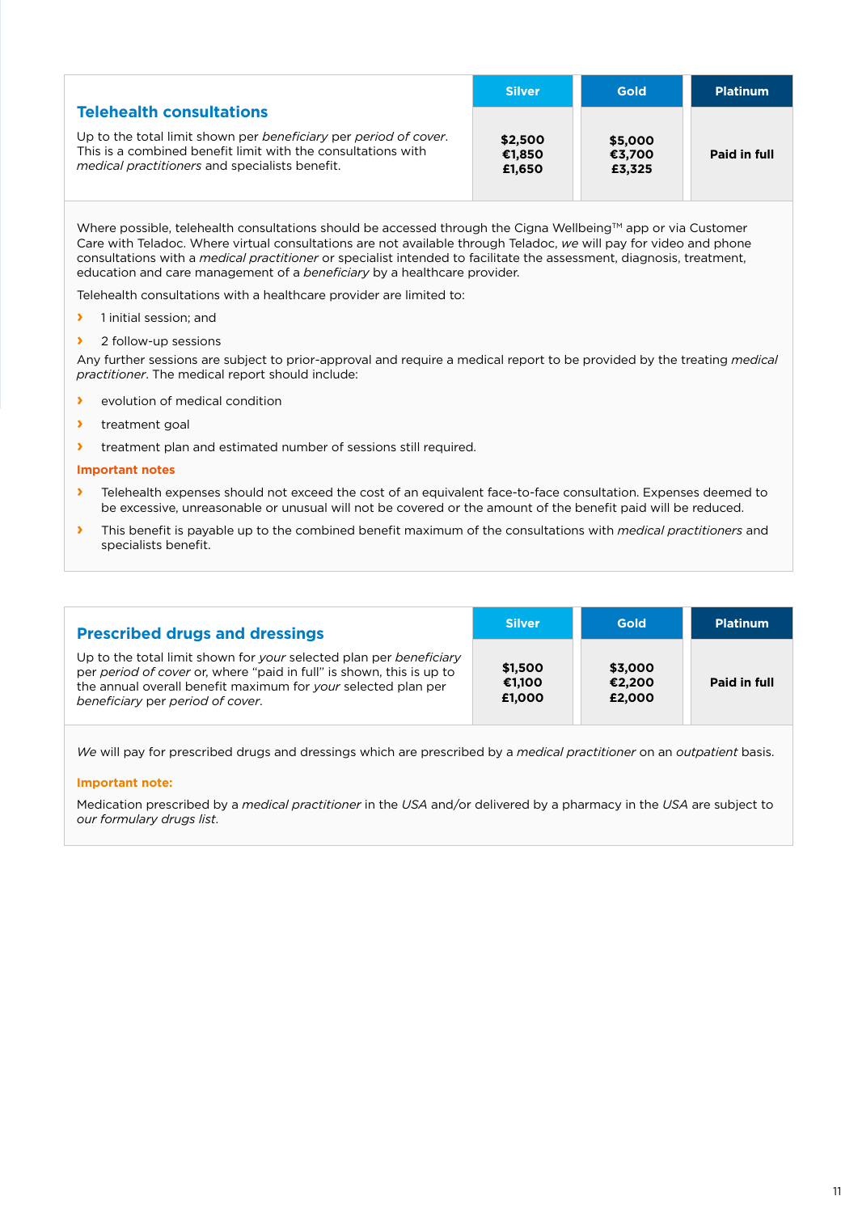| Telehealth consultations | Silver | Gold | Platinum |
|---|---|---|---|
| Up to the total limit shown per *beneficiary* per *period of cover*. This is a combined benefit limit with the consultations with *medical practitioners* and specialists benefit. | $2,500<br>€1,850<br>£1,650 | $5,000<br>€3,700<br>£3,325 | Paid in full |

Where possible, telehealth consultations should be accessed through the Cigna Wellbeing™ app or via Customer Care with Teladoc. Where virtual consultations are not available through Teladoc, *we* will pay for video and phone consultations with a *medical practitioner* or specialist intended to facilitate the assessment, diagnosis, treatment, education and care management of a *beneficiary* by a healthcare provider.

Telehealth consultations with a healthcare provider are limited to:

- 1 initial session; and
- 2 follow-up sessions

Any further sessions are subject to prior-approval and require a medical report to be provided by the treating *medical practitioner*. The medical report should include:

- evolution of medical condition
- treatment goal
- treatment plan and estimated number of sessions still required.

**Important notes**

- Telehealth expenses should not exceed the cost of an equivalent face-to-face consultation. Expenses deemed to be excessive, unreasonable or unusual will not be covered or the amount of the benefit paid will be reduced.
- This benefit is payable up to the combined benefit maximum of the consultations with *medical practitioners* and specialists benefit.

| Prescribed drugs and dressings | Silver | Gold | Platinum |
|---|---|---|---|
| Up to the total limit shown for *your* selected plan per *beneficiary* per *period of cover* or, where "paid in full" is shown, this is up to the annual overall benefit maximum for *your* selected plan per *beneficiary* per *period of cover*. | $1,500<br>€1,100<br>£1,000 | $3,000<br>€2,200<br>£2,000 | Paid in full |

*We* will pay for prescribed drugs and dressings which are prescribed by a *medical practitioner* on an *outpatient* basis.

**Important note:**

Medication prescribed by a *medical practitioner* in the *USA* and/or delivered by a pharmacy in the *USA* are subject to *our formulary drugs list*.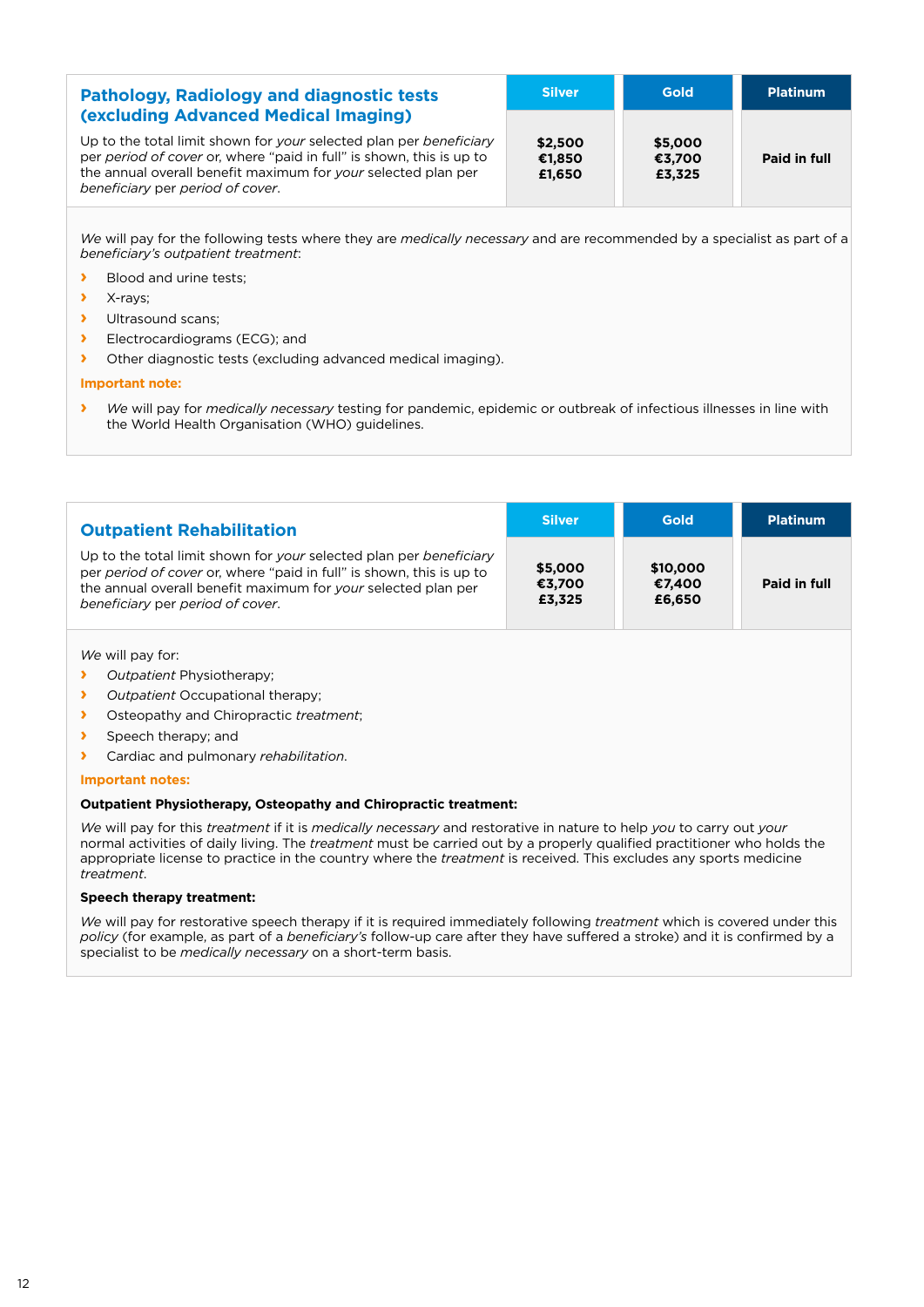| **Pathology, Radiology and diagnostic tests (excluding Advanced Medical Imaging)** | Silver | Gold | Platinum |
|---|---|---|---|
| Up to the total limit shown for *your* selected plan per *beneficiary* per *period of cover* or, where "paid in full" is shown, this is up to the annual overall benefit maximum for *your* selected plan per *beneficiary* per *period of cover*. | **$2,500<br>€1,850<br>£1,650** | **$5,000<br>€3,700<br>£3,325** | **Paid in full** |

*We* will pay for the following tests where they are *medically necessary* and are recommended by a specialist as part of a *beneficiary's outpatient treatment*:

- Blood and urine tests;
- X-rays;
- Ultrasound scans;
- Electrocardiograms (ECG); and
- Other diagnostic tests (excluding advanced medical imaging).

**Important note:**

- *We* will pay for *medically necessary* testing for pandemic, epidemic or outbreak of infectious illnesses in line with the World Health Organisation (WHO) guidelines.

| **Outpatient Rehabilitation** | Silver | Gold | Platinum |
|---|---|---|---|
| Up to the total limit shown for *your* selected plan per *beneficiary* per *period of cover* or, where "paid in full" is shown, this is up to the annual overall benefit maximum for *your* selected plan per *beneficiary* per *period of cover*. | **$5,000<br>€3,700<br>£3,325** | **$10,000<br>€7,400<br>£6,650** | **Paid in full** |

*We* will pay for:

- *Outpatient* Physiotherapy;
- *Outpatient* Occupational therapy;
- Osteopathy and Chiropractic *treatment*;
- Speech therapy; and
- Cardiac and pulmonary *rehabilitation*.

**Important notes:**

**Outpatient Physiotherapy, Osteopathy and Chiropractic treatment:**

*We* will pay for this *treatment* if it is *medically necessary* and restorative in nature to help *you* to carry out *your* normal activities of daily living. The *treatment* must be carried out by a properly qualified practitioner who holds the appropriate license to practice in the country where the *treatment* is received. This excludes any sports medicine *treatment*.

**Speech therapy treatment:**

*We* will pay for restorative speech therapy if it is required immediately following *treatment* which is covered under this *policy* (for example, as part of a *beneficiary's* follow-up care after they have suffered a stroke) and it is confirmed by a specialist to be *medically necessary* on a short-term basis.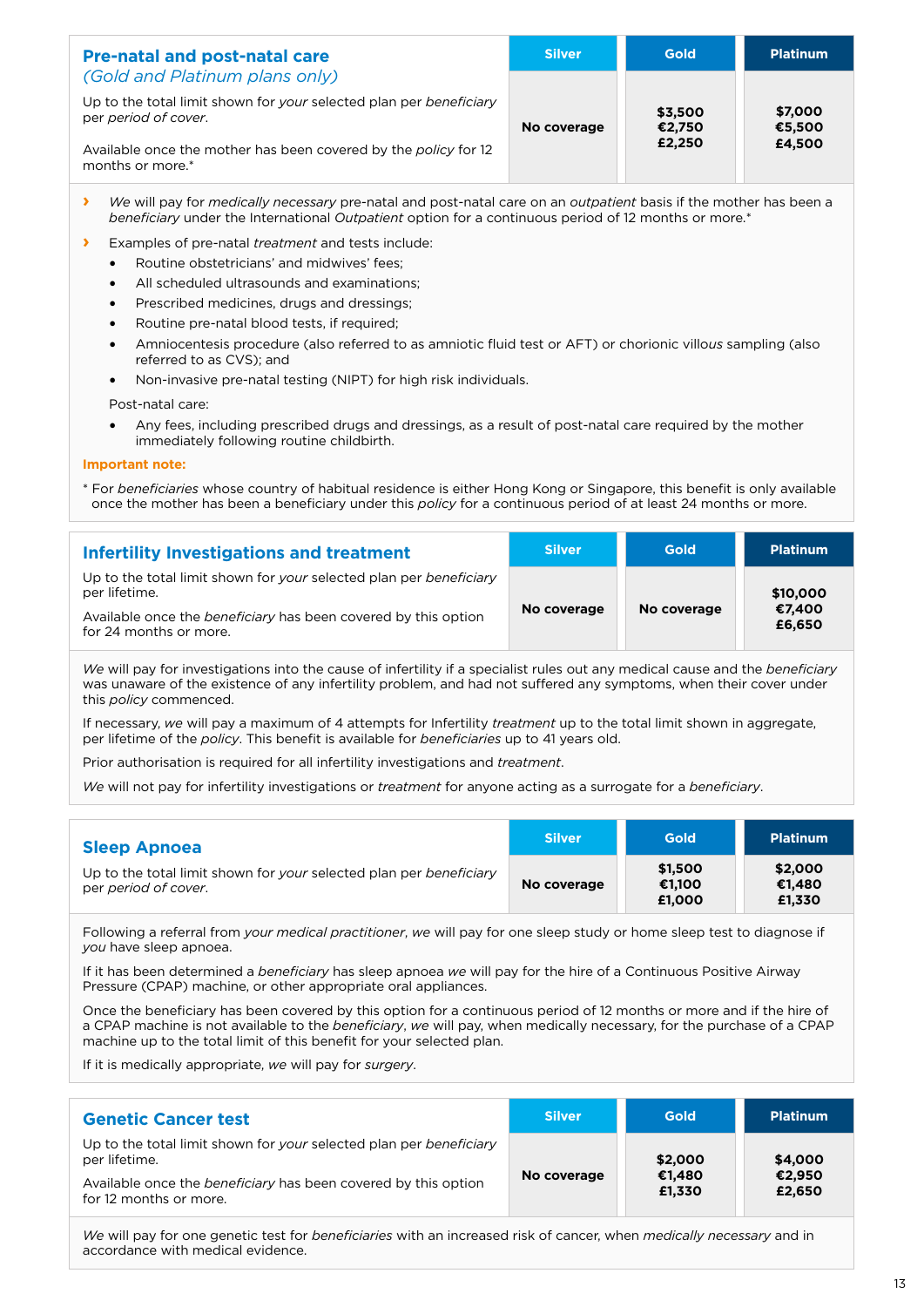| **Pre-natal and post-natal care** *(Gold and Platinum plans only)*<br><br>Up to the total limit shown for *your* selected plan per *beneficiary* per *period of cover*.<br><br>Available once the mother has been covered by the *policy* for 12 months or more.* | Silver | Gold | Platinum |
|---|---|---|---|
| | **No coverage** | **$3,500 €2,750 £2,250** | **$7,000 €5,500 £4,500** |

- *We* will pay for *medically necessary* pre-natal and post-natal care on an *outpatient* basis if the mother has been a *beneficiary* under the International *Outpatient* option for a continuous period of 12 months or more.*
- Examples of pre-natal *treatment* and tests include:
  - Routine obstetricians' and midwives' fees;
  - All scheduled ultrasounds and examinations;
  - Prescribed medicines, drugs and dressings;
  - Routine pre-natal blood tests, if required;
  - Amniocentesis procedure (also referred to as amniotic fluid test or AFT) or chorionic villous sampling (also referred to as CVS); and
  - Non-invasive pre-natal testing (NIPT) for high risk individuals.

  Post-natal care:
  - Any fees, including prescribed drugs and dressings, as a result of post-natal care required by the mother immediately following routine childbirth.

**Important note:**

* For *beneficiaries* whose country of habitual residence is either Hong Kong or Singapore, this benefit is only available once the mother has been a beneficiary under this *policy* for a continuous period of at least 24 months or more.

| **Infertility Investigations and treatment**<br><br>Up to the total limit shown for *your* selected plan per *beneficiary* per lifetime.<br><br>Available once the *beneficiary* has been covered by this option for 24 months or more. | Silver | Gold | Platinum |
|---|---|---|---|
| | **No coverage** | **No coverage** | **$10,000 €7,400 £6,650** |

*We* will pay for investigations into the cause of infertility if a specialist rules out any medical cause and the *beneficiary* was unaware of the existence of any infertility problem, and had not suffered any symptoms, when their cover under this *policy* commenced.

If necessary, *we* will pay a maximum of 4 attempts for Infertility *treatment* up to the total limit shown in aggregate, per lifetime of the *policy*. This benefit is available for *beneficiaries* up to 41 years old.

Prior authorisation is required for all infertility investigations and *treatment*.

*We* will not pay for infertility investigations or *treatment* for anyone acting as a surrogate for a *beneficiary*.

| **Sleep Apnoea**<br><br>Up to the total limit shown for *your* selected plan per *beneficiary* per *period of cover*. | Silver | Gold | Platinum |
|---|---|---|---|
| | **No coverage** | **$1,500 €1,100 £1,000** | **$2,000 €1,480 £1,330** |

Following a referral from *your medical practitioner*, *we* will pay for one sleep study or home sleep test to diagnose if *you* have sleep apnoea.

If it has been determined a *beneficiary* has sleep apnoea *we* will pay for the hire of a Continuous Positive Airway Pressure (CPAP) machine, or other appropriate oral appliances.

Once the beneficiary has been covered by this option for a continuous period of 12 months or more and if the hire of a CPAP machine is not available to the *beneficiary*, *we* will pay, when medically necessary, for the purchase of a CPAP machine up to the total limit of this benefit for your selected plan.

If it is medically appropriate, *we* will pay for *surgery*.

| **Genetic Cancer test**<br><br>Up to the total limit shown for *your* selected plan per *beneficiary* per lifetime.<br><br>Available once the *beneficiary* has been covered by this option for 12 months or more. | Silver | Gold | Platinum |
|---|---|---|---|
| | **No coverage** | **$2,000 €1,480 £1,330** | **$4,000 €2,950 £2,650** |

*We* will pay for one genetic test for *beneficiaries* with an increased risk of cancer, when *medically necessary* and in accordance with medical evidence.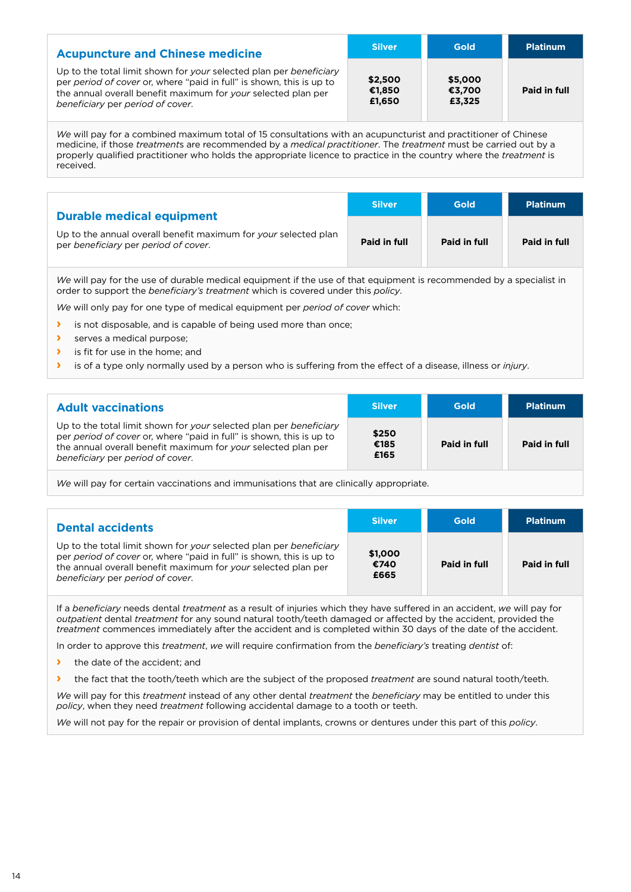## Acupuncture and Chinese medicine

| | Silver | Gold | Platinum |
|---|---|---|---|
| Up to the total limit shown for *your* selected plan per *beneficiary* per *period of cover* or, where "paid in full" is shown, this is up to the annual overall benefit maximum for *your* selected plan per *beneficiary* per *period of cover*. | **$2,500 €1,850 £1,650** | **$5,000 €3,700 £3,325** | **Paid in full** |

*We* will pay for a combined maximum total of 15 consultations with an acupuncturist and practitioner of Chinese medicine, if those *treatment*s are recommended by a *medical practitioner*. The *treatment* must be carried out by a properly qualified practitioner who holds the appropriate licence to practice in the country where the *treatment* is received.

## Durable medical equipment

| | Silver | Gold | Platinum |
|---|---|---|---|
| Up to the annual overall benefit maximum for *your* selected plan per *beneficiary* per *period of cover*. | **Paid in full** | **Paid in full** | **Paid in full** |

*We* will pay for the use of durable medical equipment if the use of that equipment is recommended by a specialist in order to support the *beneficiary's treatment* which is covered under this *policy*.

*We* will only pay for one type of medical equipment per *period of cover* which:

- is not disposable, and is capable of being used more than once;
- serves a medical purpose;
- is fit for use in the home; and
- is of a type only normally used by a person who is suffering from the effect of a disease, illness or *injury*.

## Adult vaccinations

| | Silver | Gold | Platinum |
|---|---|---|---|
| Up to the total limit shown for *your* selected plan per *beneficiary* per *period of cover* or, where "paid in full" is shown, this is up to the annual overall benefit maximum for *your* selected plan per *beneficiary* per *period of cover*. | **$250 €185 £165** | **Paid in full** | **Paid in full** |

*We* will pay for certain vaccinations and immunisations that are clinically appropriate.

## Dental accidents

| | Silver | Gold | Platinum |
|---|---|---|---|
| Up to the total limit shown for *your* selected plan per *beneficiary* per *period of cover* or, where "paid in full" is shown, this is up to the annual overall benefit maximum for *your* selected plan per *beneficiary* per *period of cover*. | **$1,000 €740 £665** | **Paid in full** | **Paid in full** |

If a *beneficiary* needs dental *treatment* as a result of injuries which they have suffered in an accident, *we* will pay for *outpatient* dental *treatment* for any sound natural tooth/teeth damaged or affected by the accident, provided the *treatment* commences immediately after the accident and is completed within 30 days of the date of the accident.

In order to approve this *treatment*, *we* will require confirmation from the *beneficiary's* treating *dentist* of:

- the date of the accident; and
- the fact that the tooth/teeth which are the subject of the proposed *treatment* are sound natural tooth/teeth.

*We* will pay for this *treatment* instead of any other dental *treatment* the *beneficiary* may be entitled to under this *policy*, when they need *treatment* following accidental damage to a tooth or teeth.

*We* will not pay for the repair or provision of dental implants, crowns or dentures under this part of this *policy*.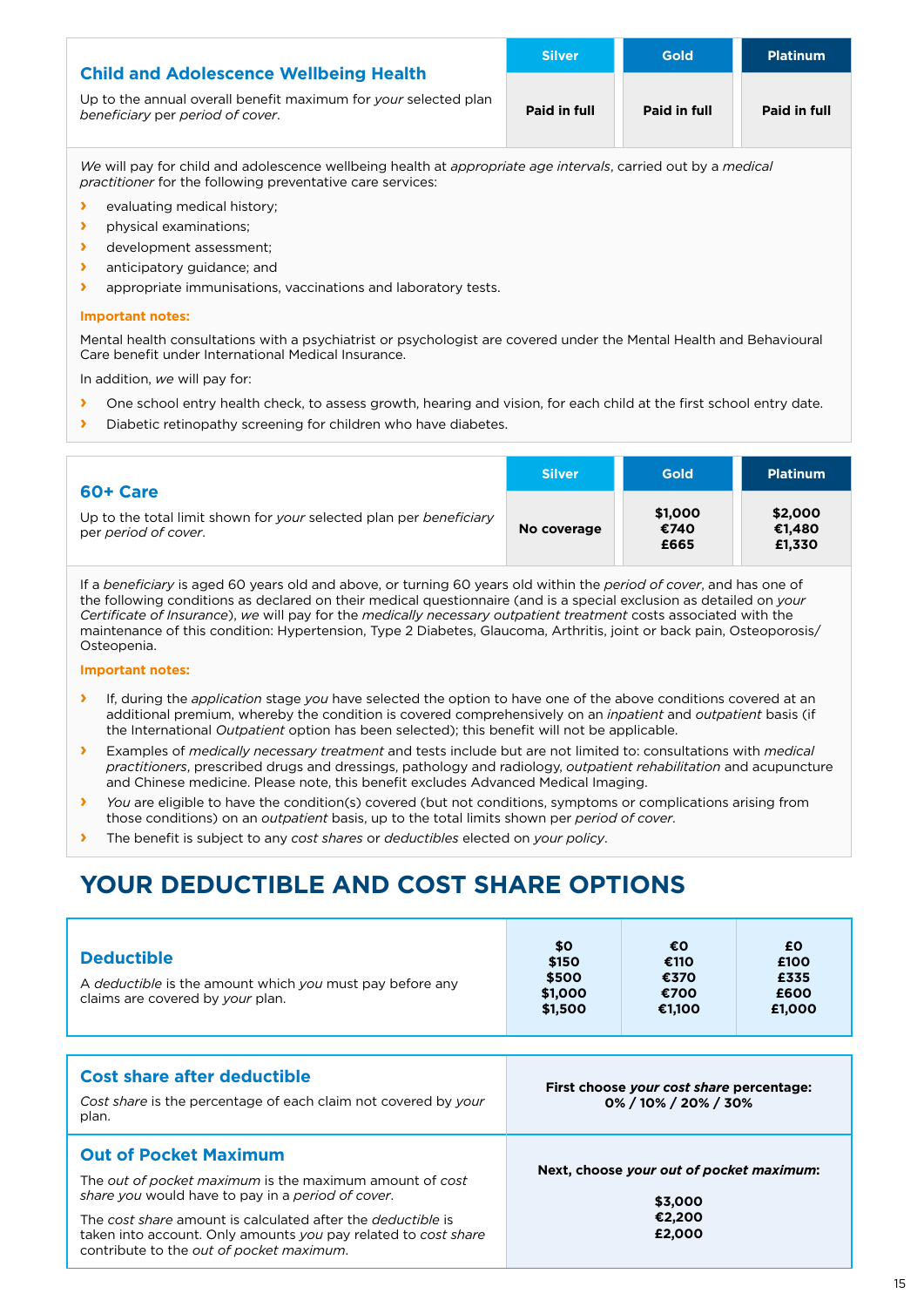| **Child and Adolescence Wellbeing Health**<br>Up to the annual overall benefit maximum for *your* selected plan *beneficiary* per *period of cover*. | Silver | Gold | Platinum |
|---|---|---|---|
| | **Paid in full** | **Paid in full** | **Paid in full** |

*We* will pay for child and adolescence wellbeing health at *appropriate age intervals*, carried out by a *medical practitioner* for the following preventative care services:

- evaluating medical history;
- physical examinations;
- development assessment;
- anticipatory guidance; and
- appropriate immunisations, vaccinations and laboratory tests.

**Important notes:**

Mental health consultations with a psychiatrist or psychologist are covered under the Mental Health and Behavioural Care benefit under International Medical Insurance.

In addition, *we* will pay for:

- One school entry health check, to assess growth, hearing and vision, for each child at the first school entry date.
- Diabetic retinopathy screening for children who have diabetes.

| **60+ Care**<br>Up to the total limit shown for *your* selected plan per *beneficiary* per *period of cover*. | Silver | Gold | Platinum |
|---|---|---|---|
| | **No coverage** | **$1,000<br>€740<br>£665** | **$2,000<br>€1,480<br>£1,330** |

If a *beneficiary* is aged 60 years old and above, or turning 60 years old within the *period of cover*, and has one of the following conditions as declared on their medical questionnaire (and is a special exclusion as detailed on *your Certificate of Insurance*), *we* will pay for the *medically necessary outpatient treatment* costs associated with the maintenance of this condition: Hypertension, Type 2 Diabetes, Glaucoma, Arthritis, joint or back pain, Osteoporosis/Osteopenia.

**Important notes:**

- If, during the *application* stage *you* have selected the option to have one of the above conditions covered at an additional premium, whereby the condition is covered comprehensively on an *inpatient* and *outpatient* basis (if the International *Outpatient* option has been selected); this benefit will not be applicable.
- Examples of *medically necessary treatment* and tests include but are not limited to: consultations with *medical practitioners*, prescribed drugs and dressings, pathology and radiology, *outpatient rehabilitation* and acupuncture and Chinese medicine. Please note, this benefit excludes Advanced Medical Imaging.
- *You* are eligible to have the condition(s) covered (but not conditions, symptoms or complications arising from those conditions) on an *outpatient* basis, up to the total limits shown per *period of cover*.
- The benefit is subject to any *cost shares* or *deductibles* elected on *your policy*.

# YOUR DEDUCTIBLE AND COST SHARE OPTIONS

| **Deductible**<br>A *deductible* is the amount which *you* must pay before any claims are covered by *your* plan. | **$0<br>$150<br>$500<br>$1,000<br>$1,500** | **€0<br>€110<br>€370<br>€700<br>€1,100** | **£0<br>£100<br>£335<br>£600<br>£1,000** |
|---|---|---|---|

| | |
|---|---|
| **Cost share after deductible**<br>*Cost share* is the percentage of each claim not covered by *your* plan. | **First choose *your cost share* percentage:<br>0% / 10% / 20% / 30%** |
| **Out of Pocket Maximum**<br>The *out of pocket maximum* is the maximum amount of *cost share you* would have to pay in a *period of cover*.<br>The *cost share* amount is calculated after the *deductible* is taken into account. Only amounts *you* pay related to *cost share* contribute to the *out of pocket maximum*. | **Next, choose *your out of pocket maximum*:**<br>**$3,000<br>€2,200<br>£2,000** |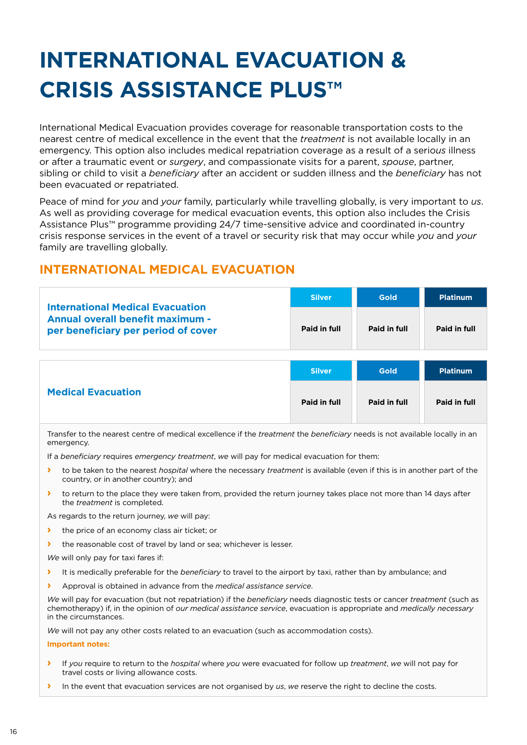# INTERNATIONAL EVACUATION & CRISIS ASSISTANCE PLUS™

International Medical Evacuation provides coverage for reasonable transportation costs to the nearest centre of medical excellence in the event that the *treatment* is not available locally in an emergency. This option also includes medical repatriation coverage as a result of a serious illness or after a traumatic event or *surgery*, and compassionate visits for a parent, *spouse*, partner, sibling or child to visit a *beneficiary* after an accident or sudden illness and the *beneficiary* has not been evacuated or repatriated.

Peace of mind for *you* and *your* family, particularly while travelling globally, is very important to *us*. As well as providing coverage for medical evacuation events, this option also includes the Crisis Assistance Plus™ programme providing 24/7 time-sensitive advice and coordinated in-country crisis response services in the event of a travel or security risk that may occur while *you* and *your* family are travelling globally.

## INTERNATIONAL MEDICAL EVACUATION

| | Silver | Gold | Platinum |
|---|---|---|---|
| **International Medical Evacuation Annual overall benefit maximum - per beneficiary per period of cover** | **Paid in full** | **Paid in full** | **Paid in full** |

| | Silver | Gold | Platinum |
|---|---|---|---|
| **Medical Evacuation** | **Paid in full** | **Paid in full** | **Paid in full** |

Transfer to the nearest centre of medical excellence if the *treatment* the *beneficiary* needs is not available locally in an emergency.

If a *beneficiary* requires *emergency treatment*, *we* will pay for medical evacuation for them:

- to be taken to the nearest *hospital* where the necessary *treatment* is available (even if this is in another part of the country, or in another country); and
- to return to the place they were taken from, provided the return journey takes place not more than 14 days after the *treatment* is completed.

As regards to the return journey, *we* will pay:

- the price of an economy class air ticket; or
- the reasonable cost of travel by land or sea; whichever is lesser.

*We* will only pay for taxi fares if:

- It is medically preferable for the *beneficiary* to travel to the airport by taxi, rather than by ambulance; and
- Approval is obtained in advance from the *medical assistance service*.

*We* will pay for evacuation (but not repatriation) if the *beneficiary* needs diagnostic tests or cancer *treatment* (such as chemotherapy) if, in the opinion of *our medical assistance service*, evacuation is appropriate and *medically necessary* in the circumstances.

*We* will not pay any other costs related to an evacuation (such as accommodation costs).

**Important notes:**

- If *you* require to return to the *hospital* where *you* were evacuated for follow up *treatment*, *we* will not pay for travel costs or living allowance costs.
- In the event that evacuation services are not organised by *us*, *we* reserve the right to decline the costs.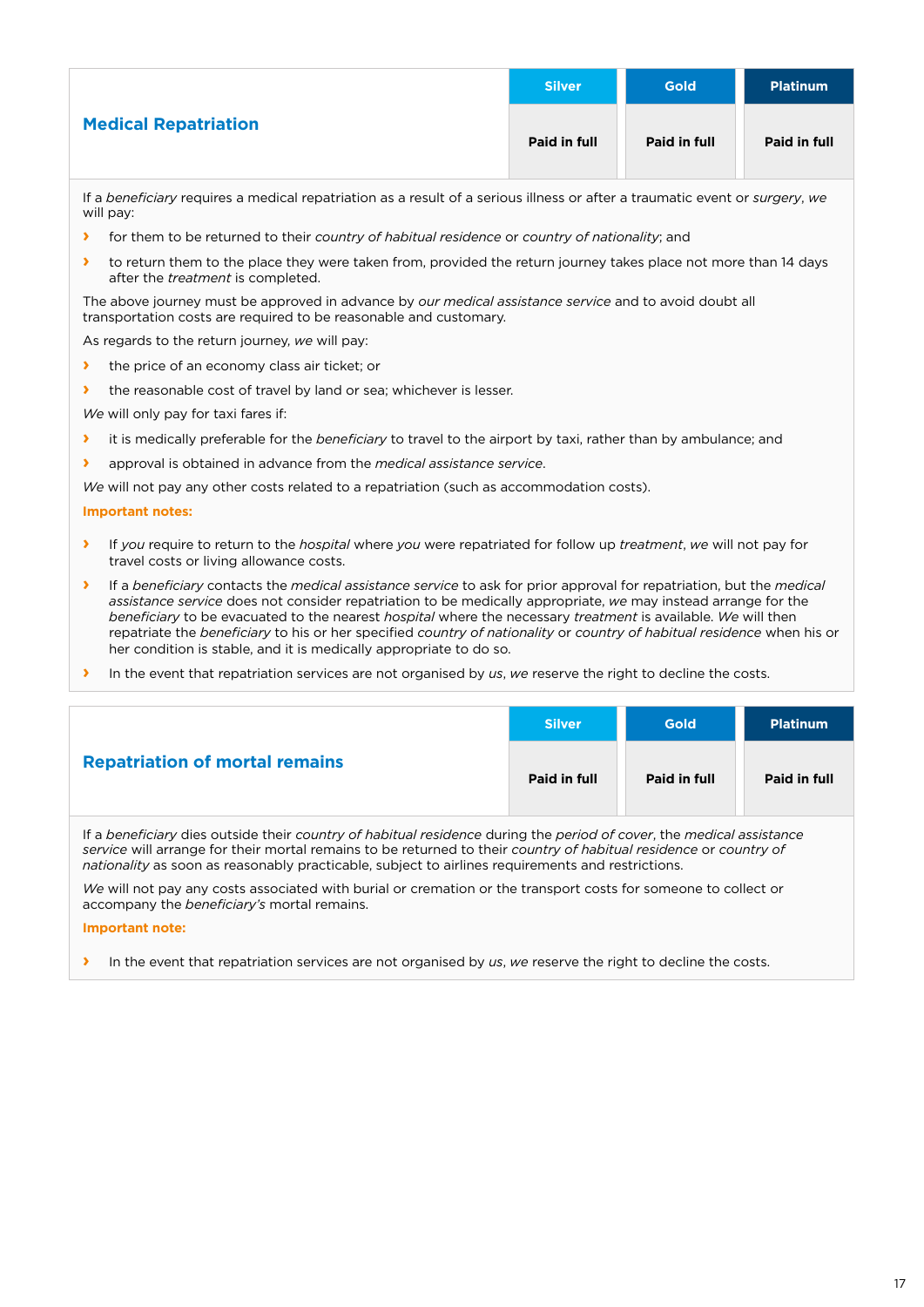| Medical Repatriation | Silver | Gold | Platinum |
|---|---|---|---|
| | **Paid in full** | **Paid in full** | **Paid in full** |

If a *beneficiary* requires a medical repatriation as a result of a serious illness or after a traumatic event or *surgery*, *we* will pay:

- for them to be returned to their *country of habitual residence* or *country of nationality*; and
- to return them to the place they were taken from, provided the return journey takes place not more than 14 days after the *treatment* is completed.

The above journey must be approved in advance by *our medical assistance service* and to avoid doubt all transportation costs are required to be reasonable and customary.

As regards to the return journey, *we* will pay:

- the price of an economy class air ticket; or
- the reasonable cost of travel by land or sea; whichever is lesser.

*We* will only pay for taxi fares if:

- it is medically preferable for the *beneficiary* to travel to the airport by taxi, rather than by ambulance; and
- approval is obtained in advance from the *medical assistance service*.

*We* will not pay any other costs related to a repatriation (such as accommodation costs).

**Important notes:**

- If *you* require to return to the *hospital* where *you* were repatriated for follow up *treatment*, *we* will not pay for travel costs or living allowance costs.
- If a *beneficiary* contacts the *medical assistance service* to ask for prior approval for repatriation, but the *medical assistance service* does not consider repatriation to be medically appropriate, *we* may instead arrange for the *beneficiary* to be evacuated to the nearest *hospital* where the necessary *treatment* is available. *We* will then repatriate the *beneficiary* to his or her specified *country of nationality* or *country of habitual residence* when his or her condition is stable, and it is medically appropriate to do so.
- In the event that repatriation services are not organised by *us*, *we* reserve the right to decline the costs.

| Repatriation of mortal remains | Silver | Gold | Platinum |
|---|---|---|---|
| | **Paid in full** | **Paid in full** | **Paid in full** |

If a *beneficiary* dies outside their *country of habitual residence* during the *period of cover*, the *medical assistance service* will arrange for their mortal remains to be returned to their *country of habitual residence* or *country of nationality* as soon as reasonably practicable, subject to airlines requirements and restrictions.

*We* will not pay any costs associated with burial or cremation or the transport costs for someone to collect or accompany the *beneficiary's* mortal remains.

**Important note:**

- In the event that repatriation services are not organised by *us*, *we* reserve the right to decline the costs.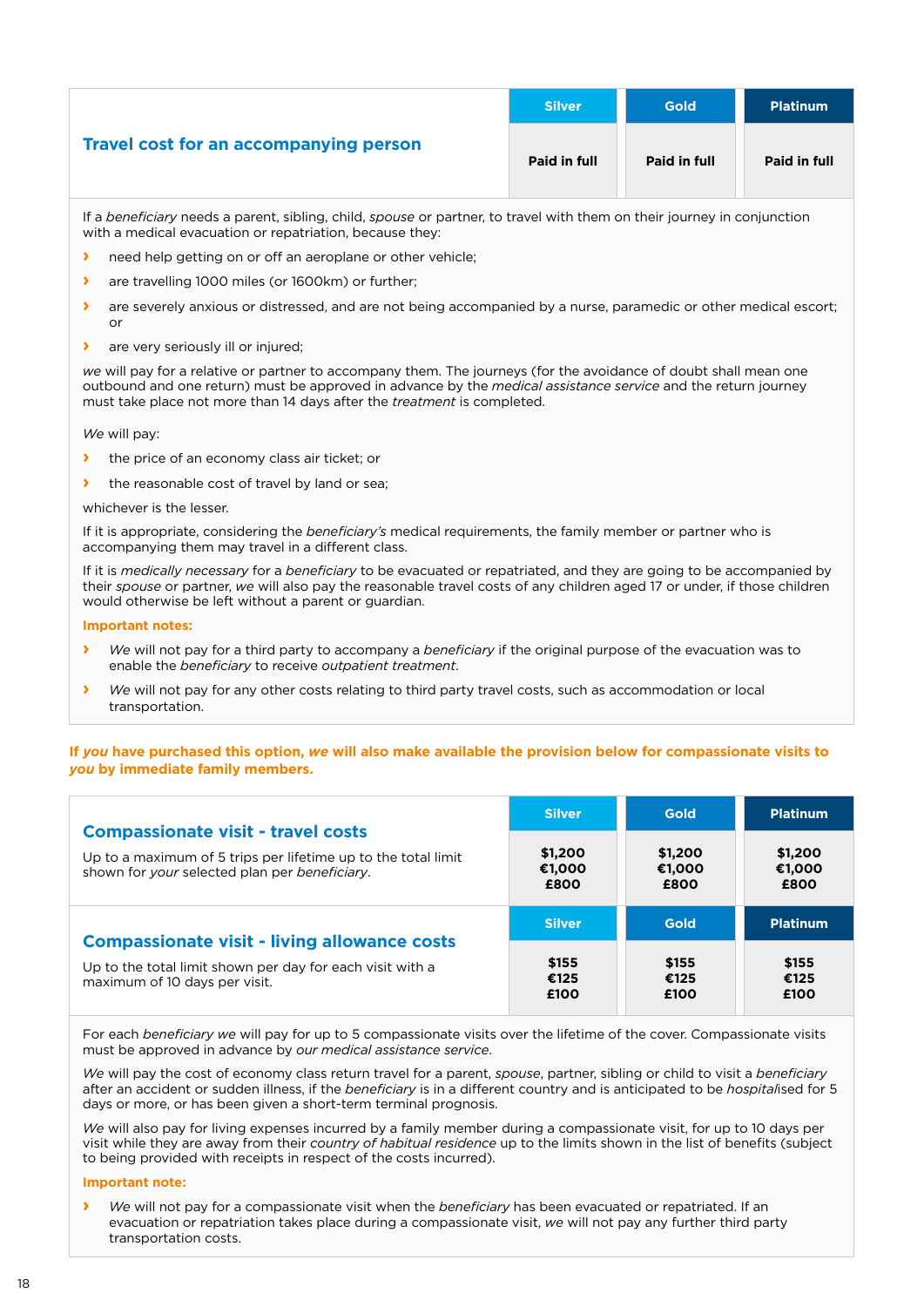| Travel cost for an accompanying person | Silver | Gold | Platinum |
|---|---|---|---|
| | Paid in full | Paid in full | Paid in full |

If a *beneficiary* needs a parent, sibling, child, *spouse* or partner, to travel with them on their journey in conjunction with a medical evacuation or repatriation, because they:

- need help getting on or off an aeroplane or other vehicle;
- are travelling 1000 miles (or 1600km) or further;
- are severely anxious or distressed, and are not being accompanied by a nurse, paramedic or other medical escort; or
- are very seriously ill or injured;

*we* will pay for a relative or partner to accompany them. The journeys (for the avoidance of doubt shall mean one outbound and one return) must be approved in advance by the *medical assistance service* and the return journey must take place not more than 14 days after the *treatment* is completed.

*We* will pay:

- the price of an economy class air ticket; or
- the reasonable cost of travel by land or sea;

whichever is the lesser.

If it is appropriate, considering the *beneficiary's* medical requirements, the family member or partner who is accompanying them may travel in a different class.

If it is *medically necessary* for a *beneficiary* to be evacuated or repatriated, and they are going to be accompanied by their *spouse* or partner, *we* will also pay the reasonable travel costs of any children aged 17 or under, if those children would otherwise be left without a parent or guardian.

**Important notes:**

- *We* will not pay for a third party to accompany a *beneficiary* if the original purpose of the evacuation was to enable the *beneficiary* to receive *outpatient treatment*.
- *We* will not pay for any other costs relating to third party travel costs, such as accommodation or local transportation.

**If *you* have purchased this option, *we* will also make available the provision below for compassionate visits to *you* by immediate family members.**

| | Silver | Gold | Platinum |
|---|---|---|---|
| **Compassionate visit - travel costs**<br>Up to a maximum of 5 trips per lifetime up to the total limit shown for *your* selected plan per *beneficiary*. | $1,200<br>€1,000<br>£800 | $1,200<br>€1,000<br>£800 | $1,200<br>€1,000<br>£800 |
| **Compassionate visit - living allowance costs**<br>Up to the total limit shown per day for each visit with a maximum of 10 days per visit. | $155<br>€125<br>£100 | $155<br>€125<br>£100 | $155<br>€125<br>£100 |

For each *beneficiary we* will pay for up to 5 compassionate visits over the lifetime of the cover. Compassionate visits must be approved in advance by *our medical assistance service*.

*We* will pay the cost of economy class return travel for a parent, *spouse*, partner, sibling or child to visit a *beneficiary* after an accident or sudden illness, if the *beneficiary* is in a different country and is anticipated to be *hospital*ised for 5 days or more, or has been given a short-term terminal prognosis.

*We* will also pay for living expenses incurred by a family member during a compassionate visit, for up to 10 days per visit while they are away from their *country of habitual residence* up to the limits shown in the list of benefits (subject to being provided with receipts in respect of the costs incurred).

**Important note:**

- *We* will not pay for a compassionate visit when the *beneficiary* has been evacuated or repatriated. If an evacuation or repatriation takes place during a compassionate visit, *we* will not pay any further third party transportation costs.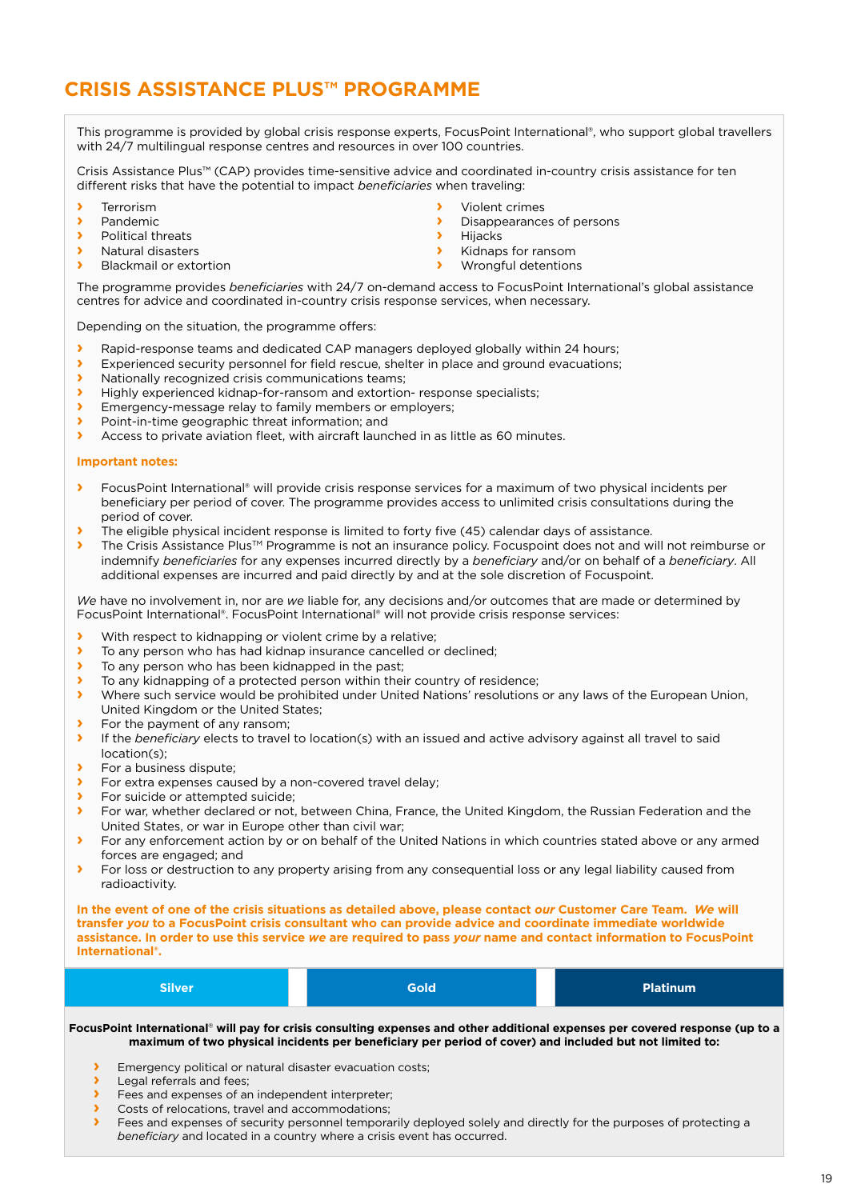# CRISIS ASSISTANCE PLUS™ PROGRAMME

This programme is provided by global crisis response experts, FocusPoint International®, who support global travellers with 24/7 multilingual response centres and resources in over 100 countries.

Crisis Assistance Plus™ (CAP) provides time-sensitive advice and coordinated in-country crisis assistance for ten different risks that have the potential to impact *beneficiaries* when traveling:

- Terrorism
- Pandemic
- Political threats
- Natural disasters
- Blackmail or extortion
- Violent crimes
- Disappearances of persons
- Hijacks
- Kidnaps for ransom
- Wrongful detentions

The programme provides *beneficiaries* with 24/7 on-demand access to FocusPoint International's global assistance centres for advice and coordinated in-country crisis response services, when necessary.

Depending on the situation, the programme offers:

- Rapid-response teams and dedicated CAP managers deployed globally within 24 hours;
- Experienced security personnel for field rescue, shelter in place and ground evacuations;
- Nationally recognized crisis communications teams;
- Highly experienced kidnap-for-ransom and extortion- response specialists;
- Emergency-message relay to family members or employers;
- Point-in-time geographic threat information; and
- Access to private aviation fleet, with aircraft launched in as little as 60 minutes.

**Important notes:**

- FocusPoint International® will provide crisis response services for a maximum of two physical incidents per beneficiary per period of cover. The programme provides access to unlimited crisis consultations during the period of cover.
- The eligible physical incident response is limited to forty five (45) calendar days of assistance.
- The Crisis Assistance Plus™ Programme is not an insurance policy. Focuspoint does not and will not reimburse or indemnify *beneficiaries* for any expenses incurred directly by a *beneficiary* and/or on behalf of a *beneficiary*. All additional expenses are incurred and paid directly by and at the sole discretion of Focuspoint.

*We* have no involvement in, nor are *we* liable for, any decisions and/or outcomes that are made or determined by FocusPoint International®. FocusPoint International® will not provide crisis response services:

- With respect to kidnapping or violent crime by a relative;
- To any person who has had kidnap insurance cancelled or declined;
- To any person who has been kidnapped in the past;
- To any kidnapping of a protected person within their country of residence;
- Where such service would be prohibited under United Nations' resolutions or any laws of the European Union, United Kingdom or the United States;
- For the payment of any ransom;
- If the *beneficiary* elects to travel to location(s) with an issued and active advisory against all travel to said location(s);
- For a business dispute;
- For extra expenses caused by a non-covered travel delay;
- For suicide or attempted suicide;
- For war, whether declared or not, between China, France, the United Kingdom, the Russian Federation and the United States, or war in Europe other than civil war;
- For any enforcement action by or on behalf of the United Nations in which countries stated above or any armed forces are engaged; and
- For loss or destruction to any property arising from any consequential loss or any legal liability caused from radioactivity.

**In the event of one of the crisis situations as detailed above, please contact *our* Customer Care Team. *We* will transfer *you* to a FocusPoint crisis consultant who can provide advice and coordinate immediate worldwide assistance. In order to use this service *we* are required to pass *your* name and contact information to FocusPoint International®.**

| Silver | Gold | Platinum |
|---|---|---|

**FocusPoint International® will pay for crisis consulting expenses and other additional expenses per covered response (up to a maximum of two physical incidents per beneficiary per period of cover) and included but not limited to:**

- Emergency political or natural disaster evacuation costs;
- Legal referrals and fees;
- Fees and expenses of an independent interpreter;
- Costs of relocations, travel and accommodations;
- Fees and expenses of security personnel temporarily deployed solely and directly for the purposes of protecting a *beneficiary* and located in a country where a crisis event has occurred.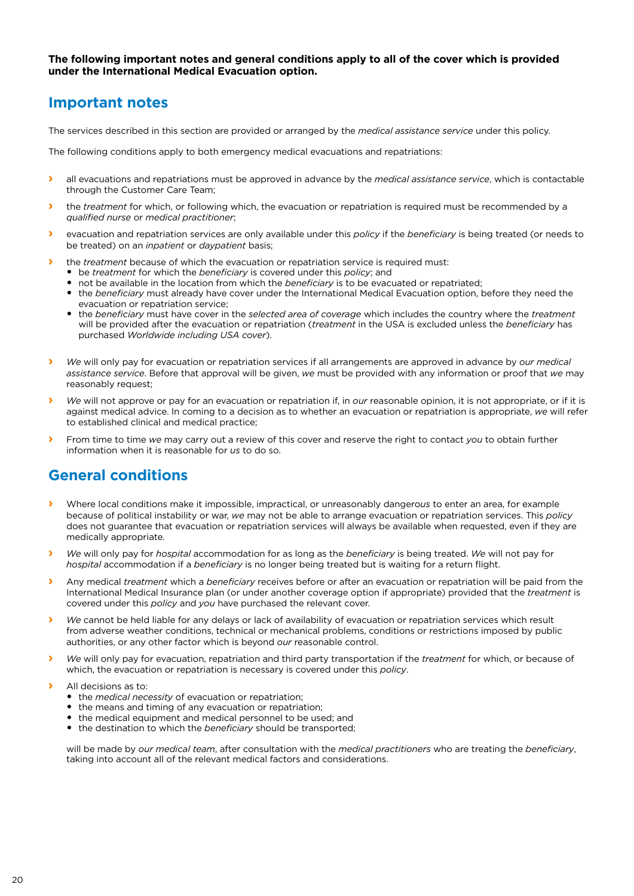**The following important notes and general conditions apply to all of the cover which is provided under the International Medical Evacuation option.**

## Important notes

The services described in this section are provided or arranged by the *medical assistance service* under this policy.

The following conditions apply to both emergency medical evacuations and repatriations:

- all evacuations and repatriations must be approved in advance by the *medical assistance service*, which is contactable through the Customer Care Team;
- the *treatment* for which, or following which, the evacuation or repatriation is required must be recommended by a *qualified nurse* or *medical practitioner*;
- evacuation and repatriation services are only available under this *policy* if the *beneficiary* is being treated (or needs to be treated) on an *inpatient* or *daypatient* basis;
- the *treatment* because of which the evacuation or repatriation service is required must:
  - be *treatment* for which the *beneficiary* is covered under this *policy*; and
  - not be available in the location from which the *beneficiary* is to be evacuated or repatriated;
  - the *beneficiary* must already have cover under the International Medical Evacuation option, before they need the evacuation or repatriation service;
  - the *beneficiary* must have cover in the *selected area of coverage* which includes the country where the *treatment* will be provided after the evacuation or repatriation (*treatment* in the USA is excluded unless the *beneficiary* has purchased *Worldwide including USA cover*).
- *We* will only pay for evacuation or repatriation services if all arrangements are approved in advance by *our medical assistance service*. Before that approval will be given, *we* must be provided with any information or proof that *we* may reasonably request;
- *We* will not approve or pay for an evacuation or repatriation if, in *our* reasonable opinion, it is not appropriate, or if it is against medical advice. In coming to a decision as to whether an evacuation or repatriation is appropriate, *we* will refer to established clinical and medical practice;
- From time to time *we* may carry out a review of this cover and reserve the right to contact *you* to obtain further information when it is reasonable for *us* to do so.

## General conditions

- Where local conditions make it impossible, impractical, or unreasonably dangerous to enter an area, for example because of political instability or war, *we* may not be able to arrange evacuation or repatriation services. This *policy* does not guarantee that evacuation or repatriation services will always be available when requested, even if they are medically appropriate.
- *We* will only pay for *hospital* accommodation for as long as the *beneficiary* is being treated. *We* will not pay for *hospital* accommodation if a *beneficiary* is no longer being treated but is waiting for a return flight.
- Any medical *treatment* which a *beneficiary* receives before or after an evacuation or repatriation will be paid from the International Medical Insurance plan (or under another coverage option if appropriate) provided that the *treatment* is covered under this *policy* and *you* have purchased the relevant cover.
- *We* cannot be held liable for any delays or lack of availability of evacuation or repatriation services which result from adverse weather conditions, technical or mechanical problems, conditions or restrictions imposed by public authorities, or any other factor which is beyond *our* reasonable control.
- *We* will only pay for evacuation, repatriation and third party transportation if the *treatment* for which, or because of which, the evacuation or repatriation is necessary is covered under this *policy*.
- All decisions as to:
  - the *medical necessity* of evacuation or repatriation;
  - the means and timing of any evacuation or repatriation;
  - the medical equipment and medical personnel to be used; and
  - the destination to which the *beneficiary* should be transported;

  will be made by *our medical team*, after consultation with the *medical practitioners* who are treating the *beneficiary*, taking into account all of the relevant medical factors and considerations.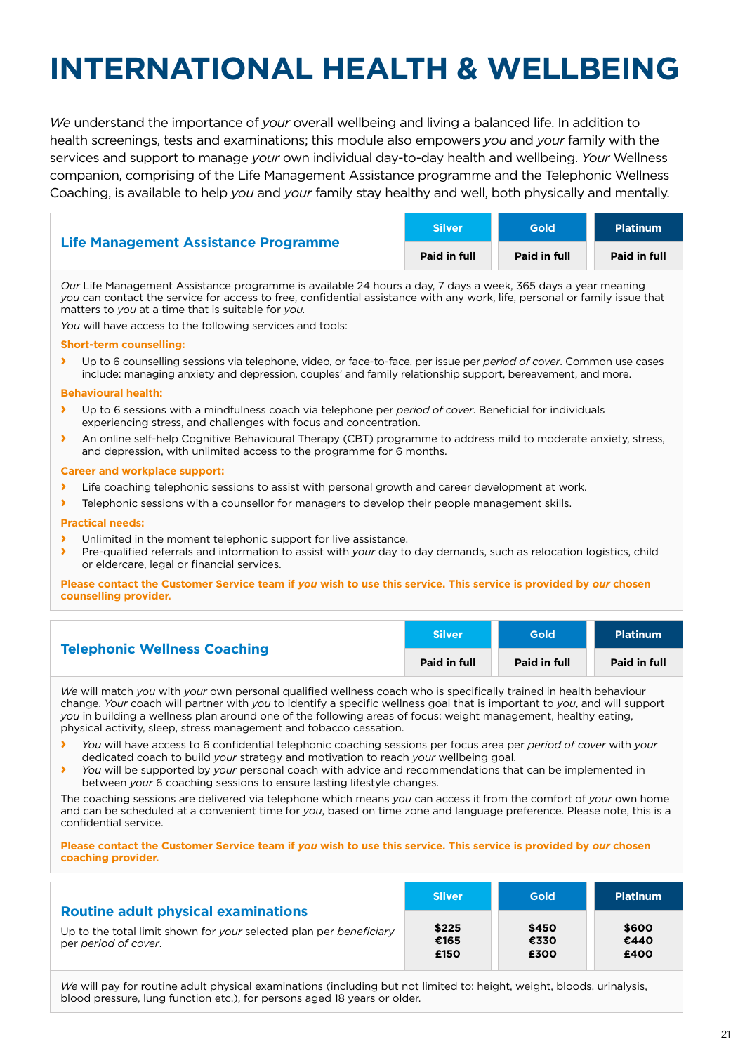# INTERNATIONAL HEALTH & WELLBEING

*We* understand the importance of *your* overall wellbeing and living a balanced life. In addition to health screenings, tests and examinations; this module also empowers *you* and *your* family with the services and support to manage *your* own individual day-to-day health and wellbeing. *Your* Wellness companion, comprising of the Life Management Assistance programme and the Telephonic Wellness Coaching, is available to help *you* and *your* family stay healthy and well, both physically and mentally.

| Life Management Assistance Programme | Silver | Gold | Platinum |
|---|---|---|---|
| | Paid in full | Paid in full | Paid in full |

*Our* Life Management Assistance programme is available 24 hours a day, 7 days a week, 365 days a year meaning *you* can contact the service for access to free, confidential assistance with any work, life, personal or family issue that matters to *you* at a time that is suitable for *you.*

*You* will have access to the following services and tools:

**Short-term counselling:**

- Up to 6 counselling sessions via telephone, video, or face-to-face, per issue per *period of cover*. Common use cases include: managing anxiety and depression, couples' and family relationship support, bereavement, and more.

**Behavioural health:**

- Up to 6 sessions with a mindfulness coach via telephone per *period of cover*. Beneficial for individuals experiencing stress, and challenges with focus and concentration.
- An online self-help Cognitive Behavioural Therapy (CBT) programme to address mild to moderate anxiety, stress, and depression, with unlimited access to the programme for 6 months.

**Career and workplace support:**

- Life coaching telephonic sessions to assist with personal growth and career development at work.
- Telephonic sessions with a counsellor for managers to develop their people management skills.

**Practical needs:**

- Unlimited in the moment telephonic support for live assistance.
- Pre-qualified referrals and information to assist with *your* day to day demands, such as relocation logistics, child or eldercare, legal or financial services.

**Please contact the Customer Service team if *you* wish to use this service. This service is provided by *our* chosen counselling provider.**

| Telephonic Wellness Coaching | Silver | Gold | Platinum |
|---|---|---|---|
| | Paid in full | Paid in full | Paid in full |

*We* will match *you* with *your* own personal qualified wellness coach who is specifically trained in health behaviour change. *Your* coach will partner with *you* to identify a specific wellness goal that is important to *you*, and will support *you* in building a wellness plan around one of the following areas of focus: weight management, healthy eating, physical activity, sleep, stress management and tobacco cessation.

- *You* will have access to 6 confidential telephonic coaching sessions per focus area per *period of cover* with *your* dedicated coach to build *your* strategy and motivation to reach *your* wellbeing goal.
- *You* will be supported by *your* personal coach with advice and recommendations that can be implemented in between *your* 6 coaching sessions to ensure lasting lifestyle changes.

The coaching sessions are delivered via telephone which means *you* can access it from the comfort of *your* own home and can be scheduled at a convenient time for *you*, based on time zone and language preference. Please note, this is a confidential service.

**Please contact the Customer Service team if *you* wish to use this service. This service is provided by *our* chosen coaching provider.**

| Routine adult physical examinations | Silver | Gold | Platinum |
|---|---|---|---|
| Up to the total limit shown for *your* selected plan per *beneficiary* per *period of cover*. | $225<br>€165<br>£150 | $450<br>€330<br>£300 | $600<br>€440<br>£400 |

*We* will pay for routine adult physical examinations (including but not limited to: height, weight, bloods, urinalysis, blood pressure, lung function etc.), for persons aged 18 years or older.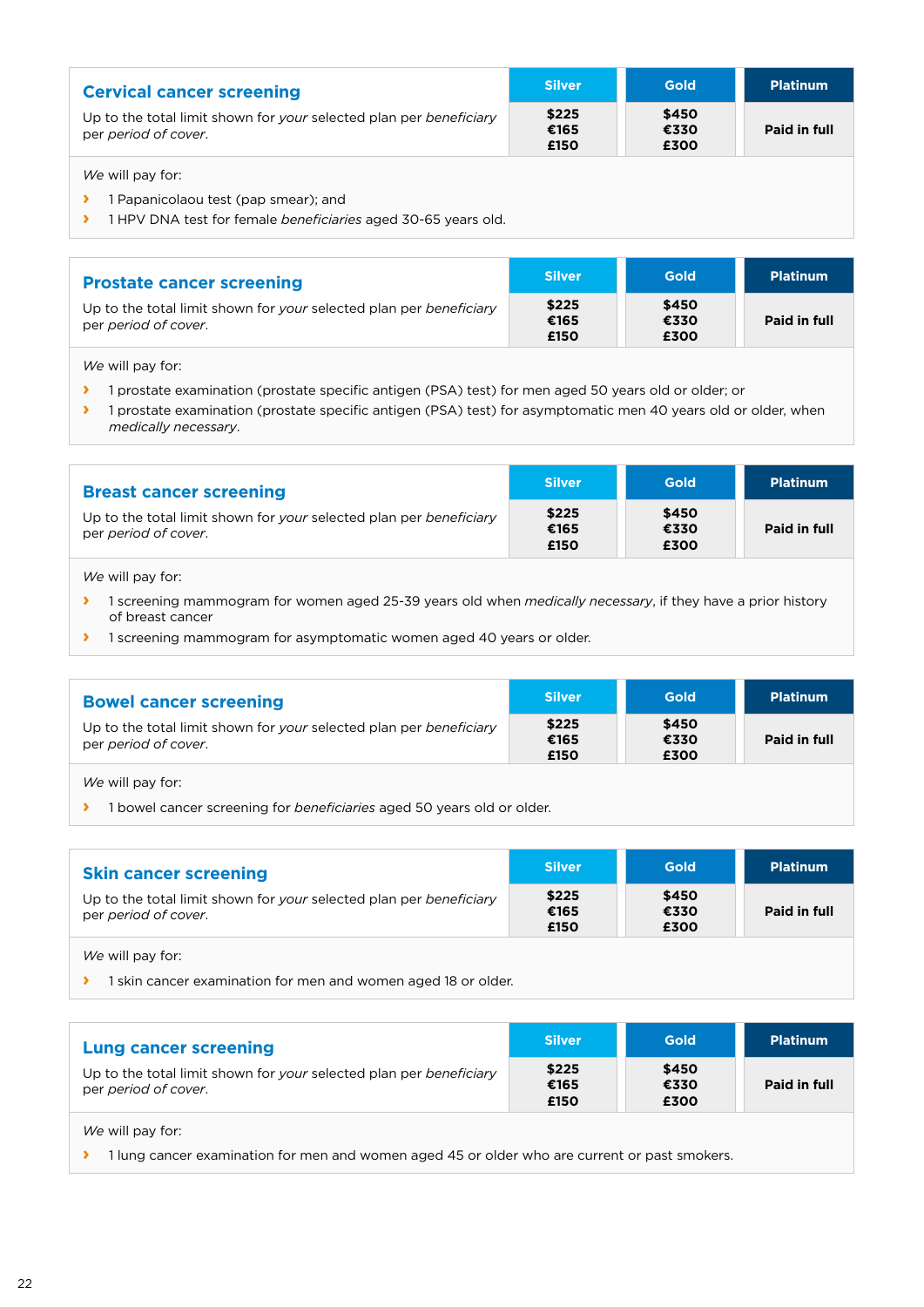## Cervical cancer screening

Up to the total limit shown for *your* selected plan per *beneficiary* per *period of cover*.

| Silver | Gold | Platinum |
|---|---|---|
| $225<br>€165<br>£150 | $450<br>€330<br>£300 | Paid in full |

*We* will pay for:

- 1 Papanicolaou test (pap smear); and
- 1 HPV DNA test for female *beneficiaries* aged 30-65 years old.

## Prostate cancer screening

Up to the total limit shown for *your* selected plan per *beneficiary* per *period of cover*.

| Silver | Gold | Platinum |
|---|---|---|
| $225<br>€165<br>£150 | $450<br>€330<br>£300 | Paid in full |

*We* will pay for:

- 1 prostate examination (prostate specific antigen (PSA) test) for men aged 50 years old or older; or
- 1 prostate examination (prostate specific antigen (PSA) test) for asymptomatic men 40 years old or older, when *medically necessary*.

## Breast cancer screening

Up to the total limit shown for *your* selected plan per *beneficiary* per *period of cover*.

| Silver | Gold | Platinum |
|---|---|---|
| $225<br>€165<br>£150 | $450<br>€330<br>£300 | Paid in full |

*We* will pay for:

- 1 screening mammogram for women aged 25-39 years old when *medically necessary*, if they have a prior history of breast cancer
- 1 screening mammogram for asymptomatic women aged 40 years or older.

## Bowel cancer screening

Up to the total limit shown for *your* selected plan per *beneficiary* per *period of cover*.

| Silver | Gold | Platinum |
|---|---|---|
| $225<br>€165<br>£150 | $450<br>€330<br>£300 | Paid in full |

*We* will pay for:

- 1 bowel cancer screening for *beneficiaries* aged 50 years old or older.

## Skin cancer screening

Up to the total limit shown for *your* selected plan per *beneficiary* per *period of cover*.

| Silver | Gold | Platinum |
|---|---|---|
| $225<br>€165<br>£150 | $450<br>€330<br>£300 | Paid in full |

*We* will pay for:

- 1 skin cancer examination for men and women aged 18 or older.

## Lung cancer screening

Up to the total limit shown for *your* selected plan per *beneficiary* per *period of cover*.

| Silver | Gold | Platinum |
|---|---|---|
| $225<br>€165<br>£150 | $450<br>€330<br>£300 | Paid in full |

*We* will pay for:

- 1 lung cancer examination for men and women aged 45 or older who are current or past smokers.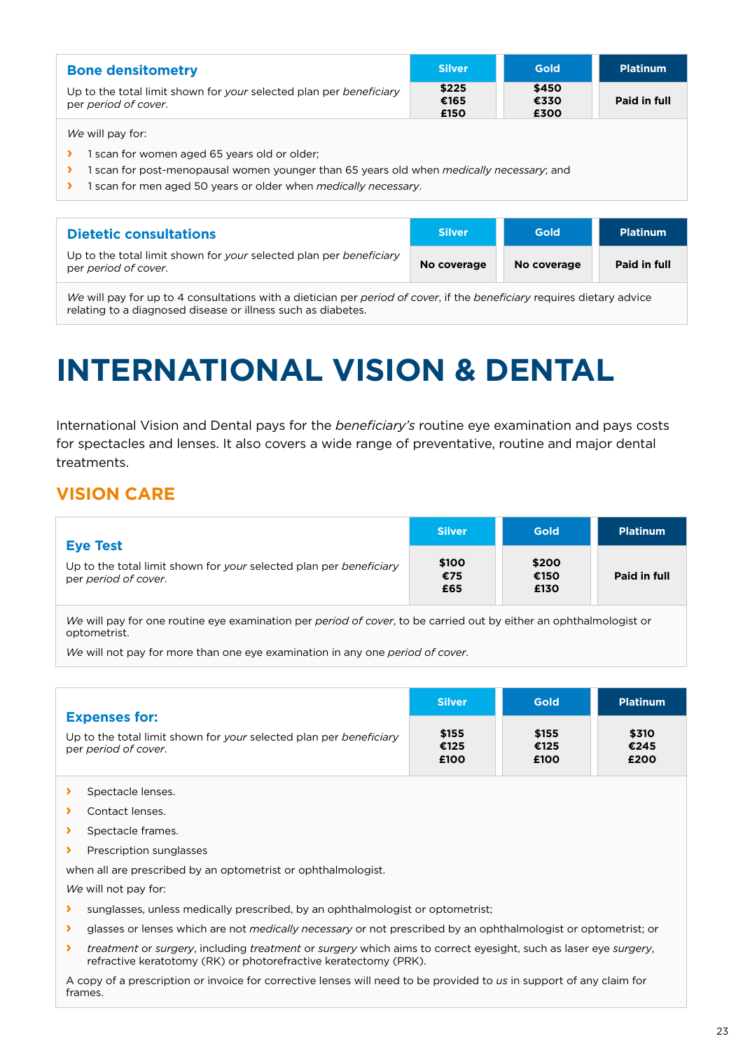| **Bone densitometry** | Silver | Gold | Platinum |
|---|---|---|---|
| Up to the total limit shown for *your* selected plan per *beneficiary* per *period of cover*. | **$225** **€165** **£150** | **$450** **€330** **£300** | **Paid in full** |

*We* will pay for:

- 1 scan for women aged 65 years old or older;
- 1 scan for post-menopausal women younger than 65 years old when *medically necessary*; and
- 1 scan for men aged 50 years or older when *medically necessary*.

| **Dietetic consultations** | Silver | Gold | Platinum |
|---|---|---|---|
| Up to the total limit shown for *your* selected plan per *beneficiary* per *period of cover*. | **No coverage** | **No coverage** | **Paid in full** |

*We* will pay for up to 4 consultations with a dietician per *period of cover*, if the *beneficiary* requires dietary advice relating to a diagnosed disease or illness such as diabetes.

# INTERNATIONAL VISION & DENTAL

International Vision and Dental pays for the *beneficiary's* routine eye examination and pays costs for spectacles and lenses. It also covers a wide range of preventative, routine and major dental treatments.

## VISION CARE

| **Eye Test** | Silver | Gold | Platinum |
|---|---|---|---|
| Up to the total limit shown for *your* selected plan per *beneficiary* per *period of cover*. | **$100** **€75** **£65** | **$200** **€150** **£130** | **Paid in full** |

*We* will pay for one routine eye examination per *period of cover*, to be carried out by either an ophthalmologist or optometrist.

*We* will not pay for more than one eye examination in any one *period of cover*.

| **Expenses for:** | Silver | Gold | Platinum |
|---|---|---|---|
| Up to the total limit shown for *your* selected plan per *beneficiary* per *period of cover*. | **$155** **€125** **£100** | **$155** **€125** **£100** | **$310** **€245** **£200** |

- Spectacle lenses.
- Contact lenses.
- Spectacle frames.
- Prescription sunglasses

when all are prescribed by an optometrist or ophthalmologist.

*We* will not pay for:

- sunglasses, unless medically prescribed, by an ophthalmologist or optometrist;
- glasses or lenses which are not *medically necessary* or not prescribed by an ophthalmologist or optometrist; or
- *treatment* or *surgery*, including *treatment* or *surgery* which aims to correct eyesight, such as laser eye *surgery*, refractive keratotomy (RK) or photorefractive keratectomy (PRK).

A copy of a prescription or invoice for corrective lenses will need to be provided to *us* in support of any claim for frames.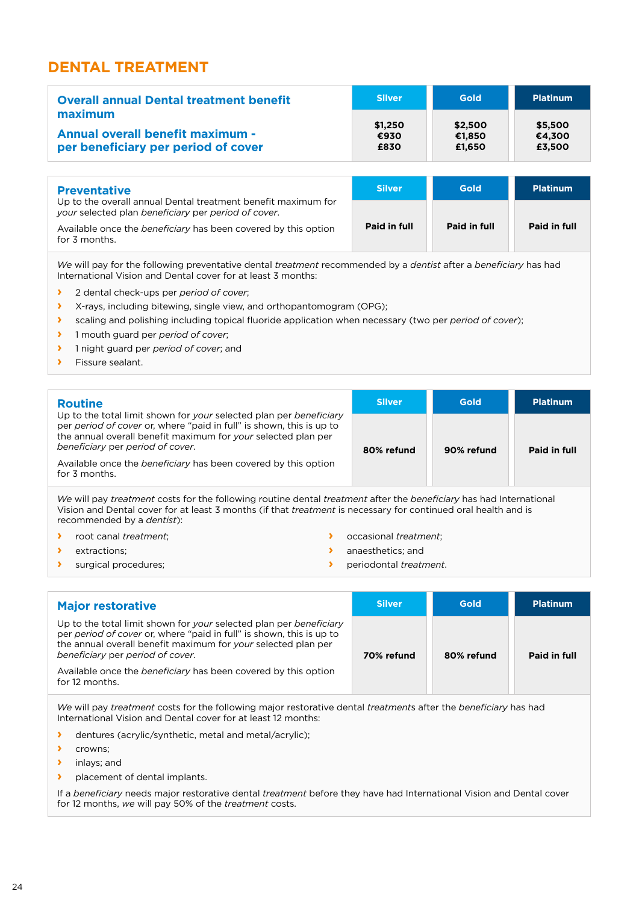## DENTAL TREATMENT

| Overall annual Dental treatment benefit maximum<br><br>Annual overall benefit maximum - per beneficiary per period of cover | Silver | Gold | Platinum |
|---|---|---|---|
| | $1,250<br>€930<br>£830 | $2,500<br>€1,850<br>£1,650 | $5,500<br>€4,300<br>£3,500 |

| Preventative | Silver | Gold | Platinum |
|---|---|---|---|
| Up to the overall annual Dental treatment benefit maximum for *your* selected plan *beneficiary* per *period of cover*.<br><br>Available once the *beneficiary* has been covered by this option for 3 months. | **Paid in full** | **Paid in full** | **Paid in full** |

*We* will pay for the following preventative dental *treatment* recommended by a *dentist* after a *beneficiary* has had International Vision and Dental cover for at least 3 months:

- 2 dental check-ups per *period of cover*;
- X-rays, including bitewing, single view, and orthopantomogram (OPG);
- scaling and polishing including topical fluoride application when necessary (two per *period of cover*);
- 1 mouth guard per *period of cover*;
- 1 night guard per *period of cover*; and
- Fissure sealant.

| Routine | Silver | Gold | Platinum |
|---|---|---|---|
| Up to the total limit shown for *your* selected plan per *beneficiary* per *period of cover* or, where "paid in full" is shown, this is up to the annual overall benefit maximum for *your* selected plan per *beneficiary* per *period of cover*.<br><br>Available once the *beneficiary* has been covered by this option for 3 months. | **80% refund** | **90% refund** | **Paid in full** |

*We* will pay *treatment* costs for the following routine dental *treatment* after the *beneficiary* has had International Vision and Dental cover for at least 3 months (if that *treatment* is necessary for continued oral health and is recommended by a *dentist*):

- root canal *treatment*;
- extractions;
- surgical procedures;
- occasional *treatment*;
- anaesthetics; and
- periodontal *treatment*.

| Major restorative | Silver | Gold | Platinum |
|---|---|---|---|
| Up to the total limit shown for *your* selected plan per *beneficiary* per *period of cover* or, where "paid in full" is shown, this is up to the annual overall benefit maximum for *your* selected plan per *beneficiary* per *period of cover*.<br><br>Available once the *beneficiary* has been covered by this option for 12 months. | **70% refund** | **80% refund** | **Paid in full** |

*We* will pay *treatment* costs for the following major restorative dental *treatments* after the *beneficiary* has had International Vision and Dental cover for at least 12 months:

- dentures (acrylic/synthetic, metal and metal/acrylic);
- crowns;
- inlays; and
- placement of dental implants.

If a *beneficiary* needs major restorative dental *treatment* before they have had International Vision and Dental cover for 12 months, *we* will pay 50% of the *treatment* costs.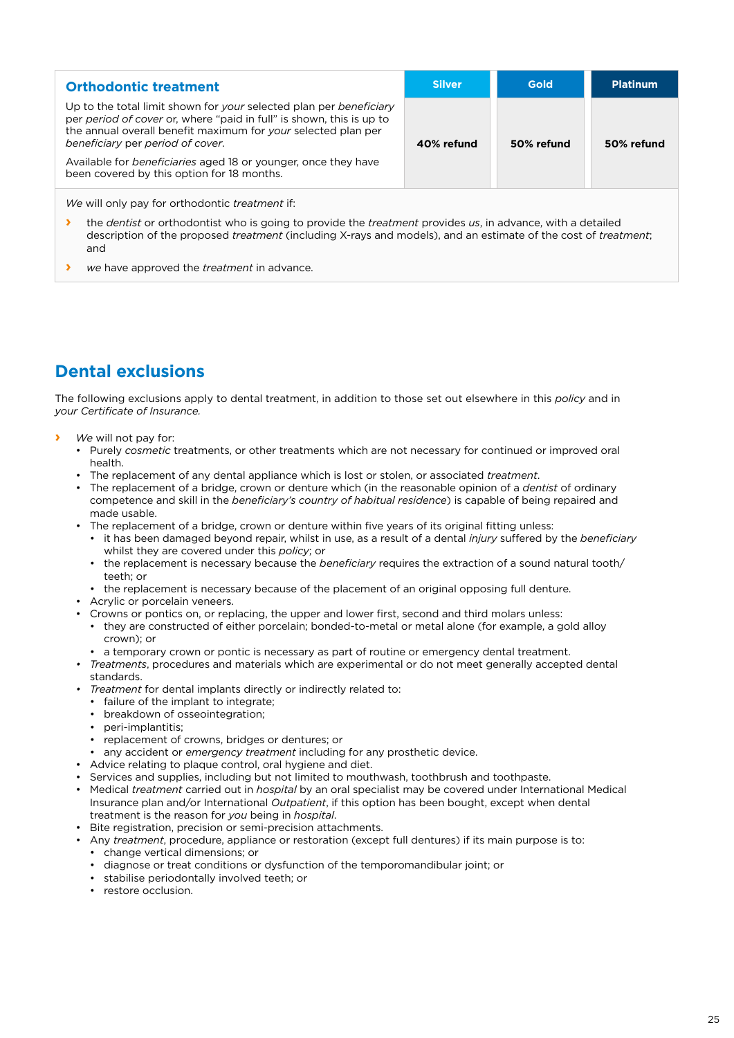| Orthodontic treatment | Silver | Gold | Platinum |
|---|---|---|---|
| Up to the total limit shown for *your* selected plan per *beneficiary* per *period of cover* or, where "paid in full" is shown, this is up to the annual overall benefit maximum for *your* selected plan per *beneficiary* per *period of cover*.<br><br>Available for *beneficiaries* aged 18 or younger, once they have been covered by this option for 18 months. | **40% refund** | **50% refund** | **50% refund** |

*We* will only pay for orthodontic *treatment* if:

- the *dentist* or orthodontist who is going to provide the *treatment* provides *us*, in advance, with a detailed description of the proposed *treatment* (including X-rays and models), and an estimate of the cost of *treatment*; and
- *we* have approved the *treatment* in advance.

## Dental exclusions

The following exclusions apply to dental treatment, in addition to those set out elsewhere in this *policy* and in *your Certificate of Insurance*.

- *We* will not pay for:
  - Purely *cosmetic* treatments, or other treatments which are not necessary for continued or improved oral health.
  - The replacement of any dental appliance which is lost or stolen, or associated *treatment*.
  - The replacement of a bridge, crown or denture which (in the reasonable opinion of a *dentist* of ordinary competence and skill in the *beneficiary's country of habitual residence*) is capable of being repaired and made usable.
  - The replacement of a bridge, crown or denture within five years of its original fitting unless:
    - it has been damaged beyond repair, whilst in use, as a result of a dental *injury* suffered by the *beneficiary* whilst they are covered under this *policy*; or
    - the replacement is necessary because the *beneficiary* requires the extraction of a sound natural tooth/teeth; or
    - the replacement is necessary because of the placement of an original opposing full denture.
  - Acrylic or porcelain veneers.
  - Crowns or pontics on, or replacing, the upper and lower first, second and third molars unless:
    - they are constructed of either porcelain; bonded-to-metal or metal alone (for example, a gold alloy crown); or
    - a temporary crown or pontic is necessary as part of routine or emergency dental treatment.
  - *Treatments*, procedures and materials which are experimental or do not meet generally accepted dental standards.
  - *Treatment* for dental implants directly or indirectly related to:
    - failure of the implant to integrate;
    - breakdown of osseointegration;
    - peri-implantitis;
    - replacement of crowns, bridges or dentures; or
    - any accident or *emergency treatment* including for any prosthetic device.
  - Advice relating to plaque control, oral hygiene and diet.
  - Services and supplies, including but not limited to mouthwash, toothbrush and toothpaste.
  - Medical *treatment* carried out in *hospital* by an oral specialist may be covered under International Medical Insurance plan and/or International *Outpatient*, if this option has been bought, except when dental treatment is the reason for *you* being in *hospital*.
  - Bite registration, precision or semi-precision attachments.
  - Any *treatment*, procedure, appliance or restoration (except full dentures) if its main purpose is to:
    - change vertical dimensions; or
    - diagnose or treat conditions or dysfunction of the temporomandibular joint; or
    - stabilise periodontally involved teeth; or
    - restore occlusion.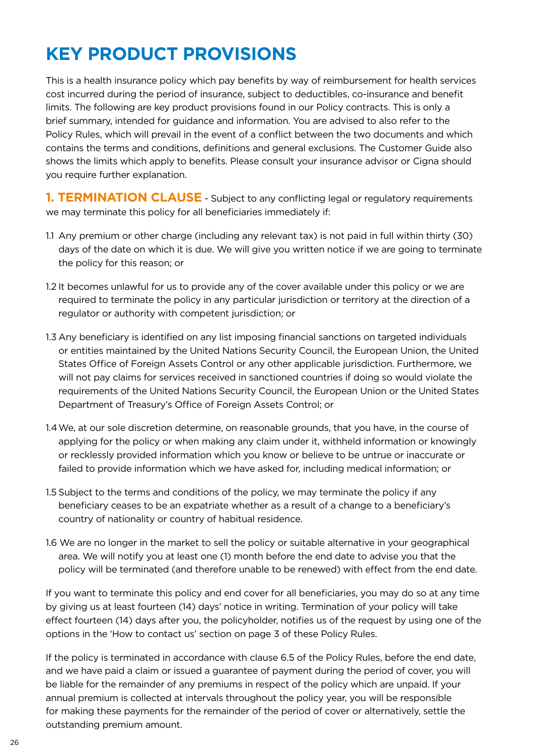# KEY PRODUCT PROVISIONS

This is a health insurance policy which pay benefits by way of reimbursement for health services cost incurred during the period of insurance, subject to deductibles, co-insurance and benefit limits. The following are key product provisions found in our Policy contracts. This is only a brief summary, intended for guidance and information. You are advised to also refer to the Policy Rules, which will prevail in the event of a conflict between the two documents and which contains the terms and conditions, definitions and general exclusions. The Customer Guide also shows the limits which apply to benefits. Please consult your insurance advisor or Cigna should you require further explanation.

**1. TERMINATION CLAUSE** - Subject to any conflicting legal or regulatory requirements we may terminate this policy for all beneficiaries immediately if:

1.1 Any premium or other charge (including any relevant tax) is not paid in full within thirty (30) days of the date on which it is due. We will give you written notice if we are going to terminate the policy for this reason; or

1.2 It becomes unlawful for us to provide any of the cover available under this policy or we are required to terminate the policy in any particular jurisdiction or territory at the direction of a regulator or authority with competent jurisdiction; or

1.3 Any beneficiary is identified on any list imposing financial sanctions on targeted individuals or entities maintained by the United Nations Security Council, the European Union, the United States Office of Foreign Assets Control or any other applicable jurisdiction. Furthermore, we will not pay claims for services received in sanctioned countries if doing so would violate the requirements of the United Nations Security Council, the European Union or the United States Department of Treasury's Office of Foreign Assets Control; or

1.4 We, at our sole discretion determine, on reasonable grounds, that you have, in the course of applying for the policy or when making any claim under it, withheld information or knowingly or recklessly provided information which you know or believe to be untrue or inaccurate or failed to provide information which we have asked for, including medical information; or

1.5 Subject to the terms and conditions of the policy, we may terminate the policy if any beneficiary ceases to be an expatriate whether as a result of a change to a beneficiary's country of nationality or country of habitual residence.

1.6 We are no longer in the market to sell the policy or suitable alternative in your geographical area. We will notify you at least one (1) month before the end date to advise you that the policy will be terminated (and therefore unable to be renewed) with effect from the end date.

If you want to terminate this policy and end cover for all beneficiaries, you may do so at any time by giving us at least fourteen (14) days' notice in writing. Termination of your policy will take effect fourteen (14) days after you, the policyholder, notifies us of the request by using one of the options in the 'How to contact us' section on page 3 of these Policy Rules.

If the policy is terminated in accordance with clause 6.5 of the Policy Rules, before the end date, and we have paid a claim or issued a guarantee of payment during the period of cover, you will be liable for the remainder of any premiums in respect of the policy which are unpaid. If your annual premium is collected at intervals throughout the policy year, you will be responsible for making these payments for the remainder of the period of cover or alternatively, settle the outstanding premium amount.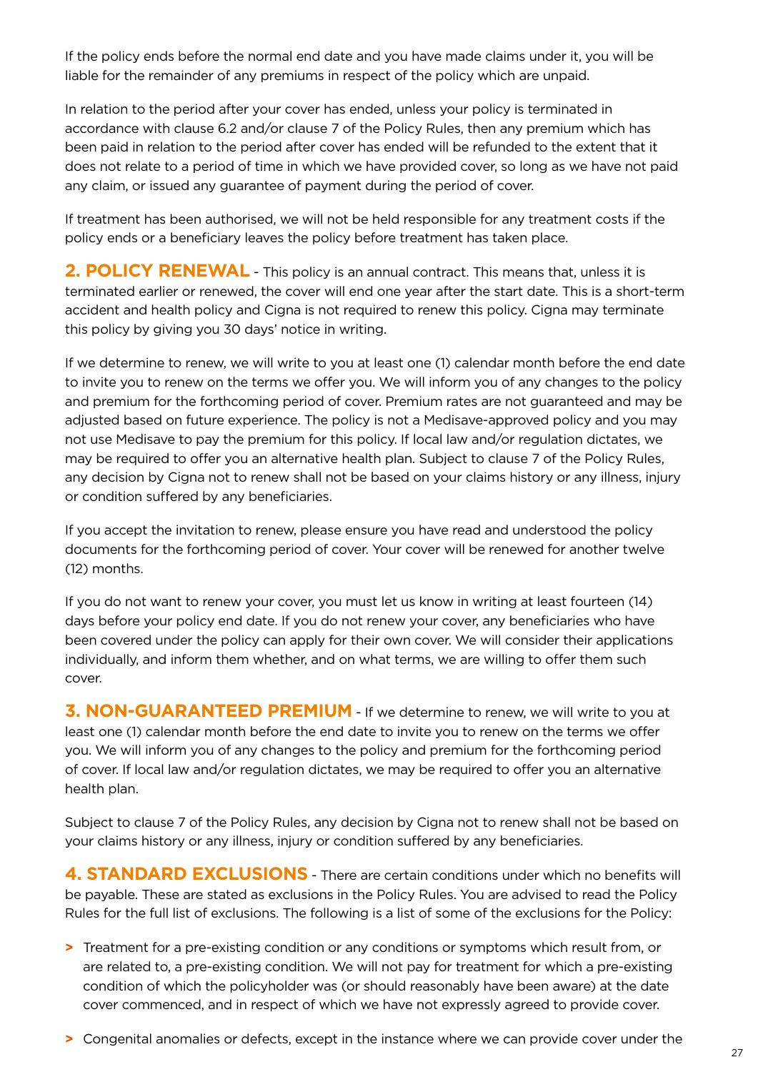If the policy ends before the normal end date and you have made claims under it, you will be liable for the remainder of any premiums in respect of the policy which are unpaid.

In relation to the period after your cover has ended, unless your policy is terminated in accordance with clause 6.2 and/or clause 7 of the Policy Rules, then any premium which has been paid in relation to the period after cover has ended will be refunded to the extent that it does not relate to a period of time in which we have provided cover, so long as we have not paid any claim, or issued any guarantee of payment during the period of cover.

If treatment has been authorised, we will not be held responsible for any treatment costs if the policy ends or a beneficiary leaves the policy before treatment has taken place.

**2. POLICY RENEWAL** - This policy is an annual contract. This means that, unless it is terminated earlier or renewed, the cover will end one year after the start date. This is a short-term accident and health policy and Cigna is not required to renew this policy. Cigna may terminate this policy by giving you 30 days' notice in writing.

If we determine to renew, we will write to you at least one (1) calendar month before the end date to invite you to renew on the terms we offer you. We will inform you of any changes to the policy and premium for the forthcoming period of cover. Premium rates are not guaranteed and may be adjusted based on future experience. The policy is not a Medisave-approved policy and you may not use Medisave to pay the premium for this policy. If local law and/or regulation dictates, we may be required to offer you an alternative health plan. Subject to clause 7 of the Policy Rules, any decision by Cigna not to renew shall not be based on your claims history or any illness, injury or condition suffered by any beneficiaries.

If you accept the invitation to renew, please ensure you have read and understood the policy documents for the forthcoming period of cover. Your cover will be renewed for another twelve (12) months.

If you do not want to renew your cover, you must let us know in writing at least fourteen (14) days before your policy end date. If you do not renew your cover, any beneficiaries who have been covered under the policy can apply for their own cover. We will consider their applications individually, and inform them whether, and on what terms, we are willing to offer them such cover.

**3. NON-GUARANTEED PREMIUM** - If we determine to renew, we will write to you at least one (1) calendar month before the end date to invite you to renew on the terms we offer you. We will inform you of any changes to the policy and premium for the forthcoming period of cover. If local law and/or regulation dictates, we may be required to offer you an alternative health plan.

Subject to clause 7 of the Policy Rules, any decision by Cigna not to renew shall not be based on your claims history or any illness, injury or condition suffered by any beneficiaries.

**4. STANDARD EXCLUSIONS** - There are certain conditions under which no benefits will be payable. These are stated as exclusions in the Policy Rules. You are advised to read the Policy Rules for the full list of exclusions. The following is a list of some of the exclusions for the Policy:

- Treatment for a pre-existing condition or any conditions or symptoms which result from, or are related to, a pre-existing condition. We will not pay for treatment for which a pre-existing condition of which the policyholder was (or should reasonably have been aware) at the date cover commenced, and in respect of which we have not expressly agreed to provide cover.
- Congenital anomalies or defects, except in the instance where we can provide cover under the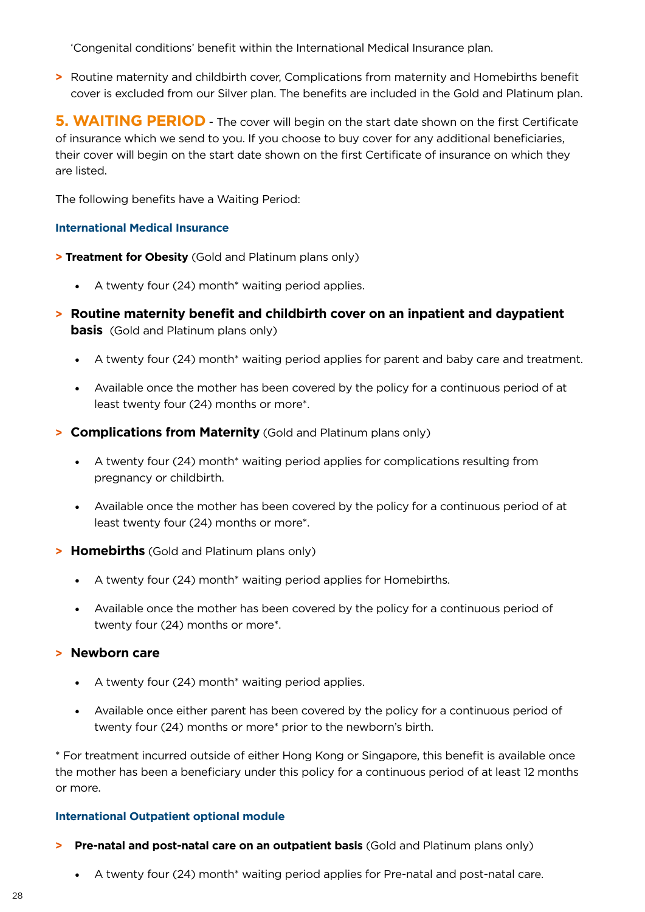'Congenital conditions' benefit within the International Medical Insurance plan.

> Routine maternity and childbirth cover, Complications from maternity and Homebirths benefit cover is excluded from our Silver plan. The benefits are included in the Gold and Platinum plan.

## 5. WAITING PERIOD

- The cover will begin on the start date shown on the first Certificate of insurance which we send to you. If you choose to buy cover for any additional beneficiaries, their cover will begin on the start date shown on the first Certificate of insurance on which they are listed.

The following benefits have a Waiting Period:

### International Medical Insurance

> **Treatment for Obesity** (Gold and Platinum plans only)

- A twenty four (24) month* waiting period applies.

> **Routine maternity benefit and childbirth cover on an inpatient and daypatient basis** (Gold and Platinum plans only)

- A twenty four (24) month* waiting period applies for parent and baby care and treatment.
- Available once the mother has been covered by the policy for a continuous period of at least twenty four (24) months or more*.

> **Complications from Maternity** (Gold and Platinum plans only)

- A twenty four (24) month* waiting period applies for complications resulting from pregnancy or childbirth.
- Available once the mother has been covered by the policy for a continuous period of at least twenty four (24) months or more*.

> **Homebirths** (Gold and Platinum plans only)

- A twenty four (24) month* waiting period applies for Homebirths.
- Available once the mother has been covered by the policy for a continuous period of twenty four (24) months or more*.

> **Newborn care**

- A twenty four (24) month* waiting period applies.
- Available once either parent has been covered by the policy for a continuous period of twenty four (24) months or more* prior to the newborn's birth.

* For treatment incurred outside of either Hong Kong or Singapore, this benefit is available once the mother has been a beneficiary under this policy for a continuous period of at least 12 months or more.

### International Outpatient optional module

> **Pre-natal and post-natal care on an outpatient basis** (Gold and Platinum plans only)

- A twenty four (24) month* waiting period applies for Pre-natal and post-natal care.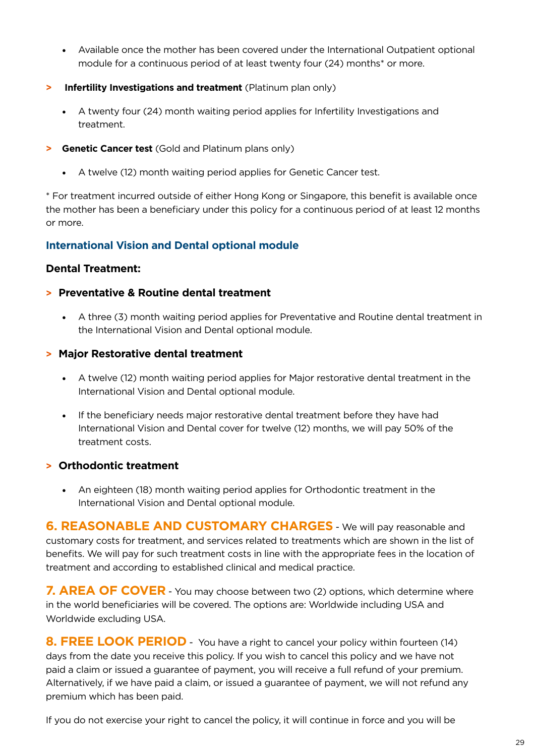- Available once the mother has been covered under the International Outpatient optional module for a continuous period of at least twenty four (24) months* or more.

> **Infertility Investigations and treatment** (Platinum plan only)

- A twenty four (24) month waiting period applies for Infertility Investigations and treatment.

> **Genetic Cancer test** (Gold and Platinum plans only)

- A twelve (12) month waiting period applies for Genetic Cancer test.

* For treatment incurred outside of either Hong Kong or Singapore, this benefit is available once the mother has been a beneficiary under this policy for a continuous period of at least 12 months or more.

### International Vision and Dental optional module

**Dental Treatment:**

> **Preventative & Routine dental treatment**

- A three (3) month waiting period applies for Preventative and Routine dental treatment in the International Vision and Dental optional module.

> **Major Restorative dental treatment**

- A twelve (12) month waiting period applies for Major restorative dental treatment in the International Vision and Dental optional module.
- If the beneficiary needs major restorative dental treatment before they have had International Vision and Dental cover for twelve (12) months, we will pay 50% of the treatment costs.

> **Orthodontic treatment**

- An eighteen (18) month waiting period applies for Orthodontic treatment in the International Vision and Dental optional module.

**6. REASONABLE AND CUSTOMARY CHARGES** - We will pay reasonable and customary costs for treatment, and services related to treatments which are shown in the list of benefits. We will pay for such treatment costs in line with the appropriate fees in the location of treatment and according to established clinical and medical practice.

**7. AREA OF COVER** - You may choose between two (2) options, which determine where in the world beneficiaries will be covered. The options are: Worldwide including USA and Worldwide excluding USA.

**8. FREE LOOK PERIOD** - You have a right to cancel your policy within fourteen (14) days from the date you receive this policy. If you wish to cancel this policy and we have not paid a claim or issued a guarantee of payment, you will receive a full refund of your premium. Alternatively, if we have paid a claim, or issued a guarantee of payment, we will not refund any premium which has been paid.

If you do not exercise your right to cancel the policy, it will continue in force and you will be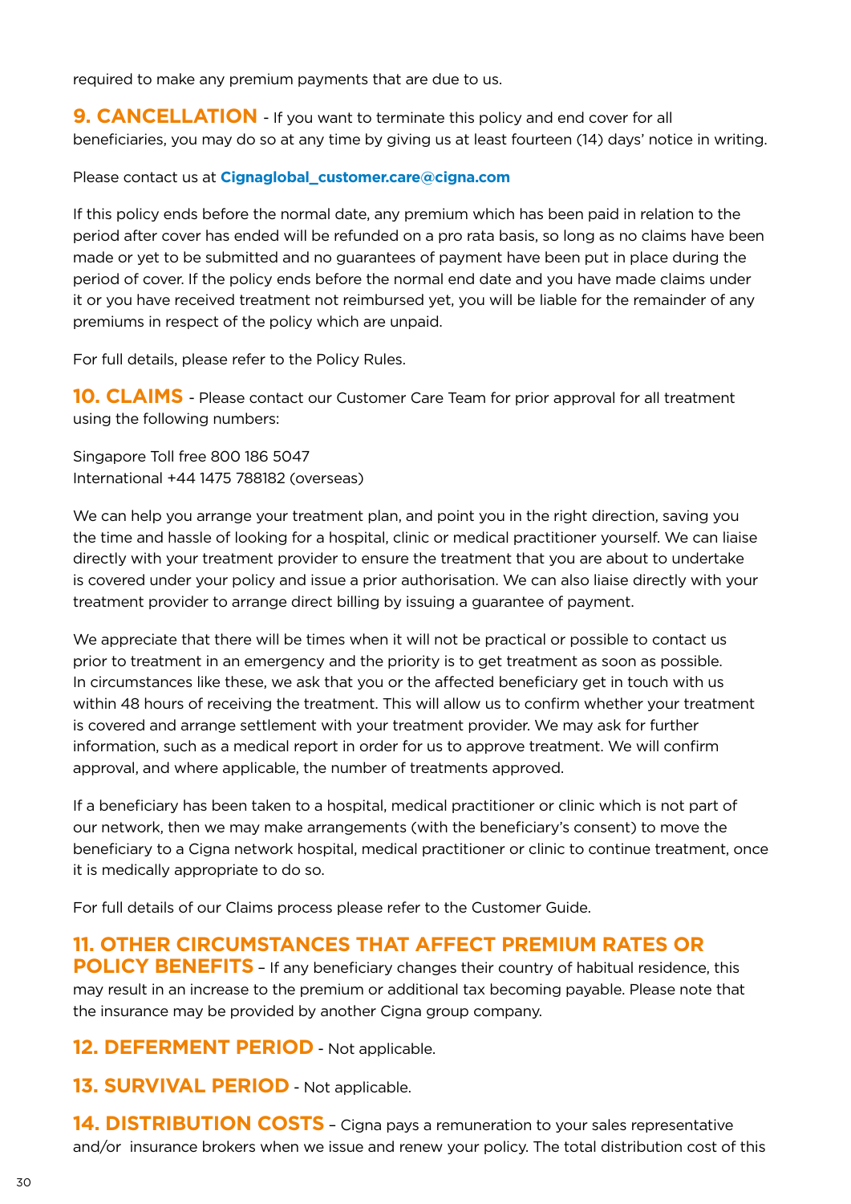required to make any premium payments that are due to us.

**9. CANCELLATION** - If you want to terminate this policy and end cover for all beneficiaries, you may do so at any time by giving us at least fourteen (14) days' notice in writing.

Please contact us at **Cignaglobal_customer.care@cigna.com**

If this policy ends before the normal date, any premium which has been paid in relation to the period after cover has ended will be refunded on a pro rata basis, so long as no claims have been made or yet to be submitted and no guarantees of payment have been put in place during the period of cover. If the policy ends before the normal end date and you have made claims under it or you have received treatment not reimbursed yet, you will be liable for the remainder of any premiums in respect of the policy which are unpaid.

For full details, please refer to the Policy Rules.

**10. CLAIMS** - Please contact our Customer Care Team for prior approval for all treatment using the following numbers:

Singapore Toll free 800 186 5047
International +44 1475 788182 (overseas)

We can help you arrange your treatment plan, and point you in the right direction, saving you the time and hassle of looking for a hospital, clinic or medical practitioner yourself. We can liaise directly with your treatment provider to ensure the treatment that you are about to undertake is covered under your policy and issue a prior authorisation. We can also liaise directly with your treatment provider to arrange direct billing by issuing a guarantee of payment.

We appreciate that there will be times when it will not be practical or possible to contact us prior to treatment in an emergency and the priority is to get treatment as soon as possible. In circumstances like these, we ask that you or the affected beneficiary get in touch with us within 48 hours of receiving the treatment. This will allow us to confirm whether your treatment is covered and arrange settlement with your treatment provider. We may ask for further information, such as a medical report in order for us to approve treatment. We will confirm approval, and where applicable, the number of treatments approved.

If a beneficiary has been taken to a hospital, medical practitioner or clinic which is not part of our network, then we may make arrangements (with the beneficiary's consent) to move the beneficiary to a Cigna network hospital, medical practitioner or clinic to continue treatment, once it is medically appropriate to do so.

For full details of our Claims process please refer to the Customer Guide.

**11. OTHER CIRCUMSTANCES THAT AFFECT PREMIUM RATES OR POLICY BENEFITS** – If any beneficiary changes their country of habitual residence, this may result in an increase to the premium or additional tax becoming payable. Please note that the insurance may be provided by another Cigna group company.

**12. DEFERMENT PERIOD** - Not applicable.

**13. SURVIVAL PERIOD** - Not applicable.

**14. DISTRIBUTION COSTS** – Cigna pays a remuneration to your sales representative and/or insurance brokers when we issue and renew your policy. The total distribution cost of this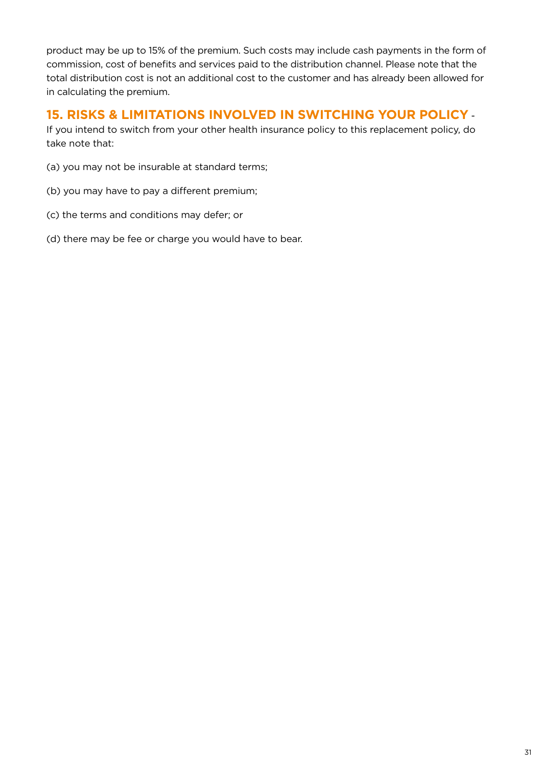product may be up to 15% of the premium. Such costs may include cash payments in the form of commission, cost of benefits and services paid to the distribution channel. Please note that the total distribution cost is not an additional cost to the customer and has already been allowed for in calculating the premium.

## 15. RISKS & LIMITATIONS INVOLVED IN SWITCHING YOUR POLICY -

If you intend to switch from your other health insurance policy to this replacement policy, do take note that:

(a) you may not be insurable at standard terms;

(b) you may have to pay a different premium;

(c) the terms and conditions may defer; or

(d) there may be fee or charge you would have to bear.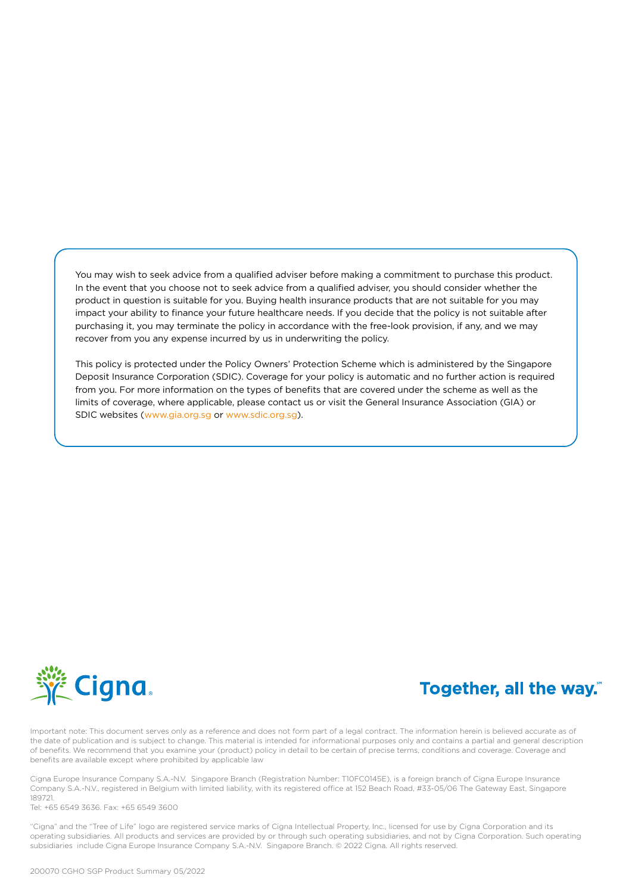You may wish to seek advice from a qualified adviser before making a commitment to purchase this product. In the event that you choose not to seek advice from a qualified adviser, you should consider whether the product in question is suitable for you. Buying health insurance products that are not suitable for you may impact your ability to finance your future healthcare needs. If you decide that the policy is not suitable after purchasing it, you may terminate the policy in accordance with the free-look provision, if any, and we may recover from you any expense incurred by us in underwriting the policy.

This policy is protected under the Policy Owners' Protection Scheme which is administered by the Singapore Deposit Insurance Corporation (SDIC). Coverage for your policy is automatic and no further action is required from you. For more information on the types of benefits that are covered under the scheme as well as the limits of coverage, where applicable, please contact us or visit the General Insurance Association (GIA) or SDIC websites (www.gia.org.sg or www.sdic.org.sg).

Cigna

**Together, all the way.℠**

Important note: This document serves only as a reference and does not form part of a legal contract. The information herein is believed accurate as of the date of publication and is subject to change. This material is intended for informational purposes only and contains a partial and general description of benefits. We recommend that you examine your (product) policy in detail to be certain of precise terms, conditions and coverage. Coverage and benefits are available except where prohibited by applicable law

Cigna Europe Insurance Company S.A.-N.V. Singapore Branch (Registration Number: T10FC0145E), is a foreign branch of Cigna Europe Insurance Company S.A.-N.V., registered in Belgium with limited liability, with its registered office at 152 Beach Road, #33-05/06 The Gateway East, Singapore 189721.
Tel: +65 6549 3636. Fax: +65 6549 3600

"Cigna" and the "Tree of Life" logo are registered service marks of Cigna Intellectual Property, Inc., licensed for use by Cigna Corporation and its operating subsidiaries. All products and services are provided by or through such operating subsidiaries, and not by Cigna Corporation. Such operating subsidiaries include Cigna Europe Insurance Company S.A.-N.V. Singapore Branch. © 2022 Cigna. All rights reserved.

200070 CGHO SGP Product Summary 05/2022